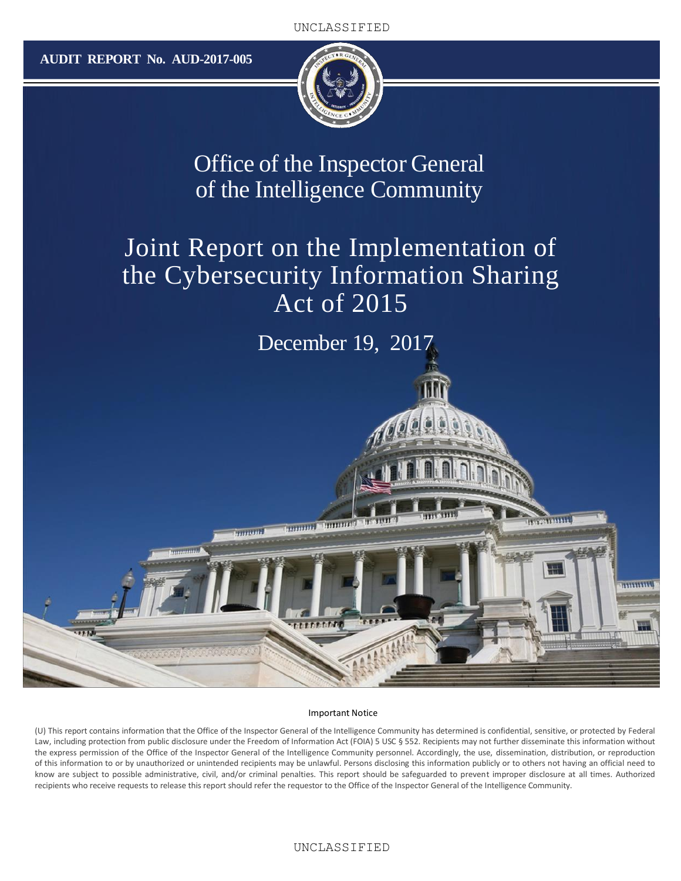UNCLASSIFIED

**AUDIT REPORT No. AUD-2017-005**

# Office of the Inspector General of the Intelligence Community

# Joint Report on the Implementation of the Cybersecurity Information Sharing Act of 2015

December 19, 2017

**Important Notice**

(U) This report contains information that the Office of the Inspector General of the Intelligence Community has determined is confidential, sensitive, or protected by Federal Law, including protection from public disclosure under the Freedom of Information Act (FOIA) 5 USC § 552. Recipients may not further disseminate this information without the express permission of the Office of the Inspector General of the Intelligence Community personnel. Accordingly, the use, dissemination, distribution, or reproduction of this information to or by unauthorized or unintended recipients may be unlawful. Persons disclosing this information publicly or to others not having an official need to know are subject to possible administrative, civil, and/or criminal penalties. This report should be safeguarded to prevent improper disclosure at all times. Authorized recipients who receive requests to release this report should refer the requestor to the Office of the Inspector General of the Intelligence Community.

UNCLASSIFIED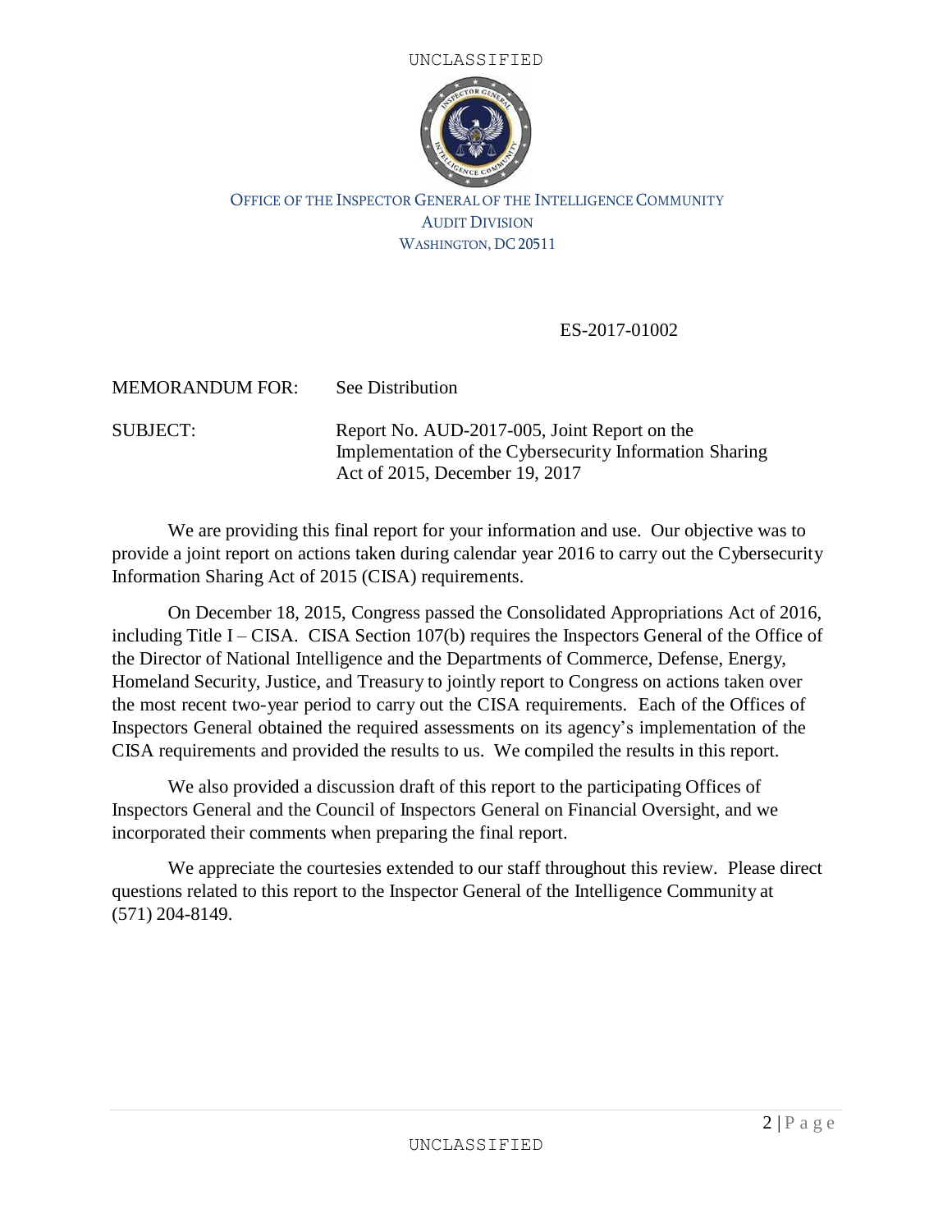UNCLASSIFIED

OFFICE OF THE INSPECTOR GENERAL OF THE INTELLIGENCE COMMUNITY
AUDIT DIVISION
WASHINGTON, DC 20511

ES-2017-01002

MEMORANDUM FOR: See Distribution

SUBJECT: Report No. AUD-2017-005, Joint Report on the Implementation of the Cybersecurity Information Sharing Act of 2015, December 19, 2017

We are providing this final report for your information and use. Our objective was to provide a joint report on actions taken during calendar year 2016 to carry out the Cybersecurity Information Sharing Act of 2015 (CISA) requirements.

On December 18, 2015, Congress passed the Consolidated Appropriations Act of 2016, including Title I – CISA. CISA Section 107(b) requires the Inspectors General of the Office of the Director of National Intelligence and the Departments of Commerce, Defense, Energy, Homeland Security, Justice, and Treasury to jointly report to Congress on actions taken over the most recent two-year period to carry out the CISA requirements. Each of the Offices of Inspectors General obtained the required assessments on its agency's implementation of the CISA requirements and provided the results to us. We compiled the results in this report.

We also provided a discussion draft of this report to the participating Offices of Inspectors General and the Council of Inspectors General on Financial Oversight, and we incorporated their comments when preparing the final report.

We appreciate the courtesies extended to our staff throughout this review. Please direct questions related to this report to the Inspector General of the Intelligence Community at (571) 204-8149.

UNCLASSIFIED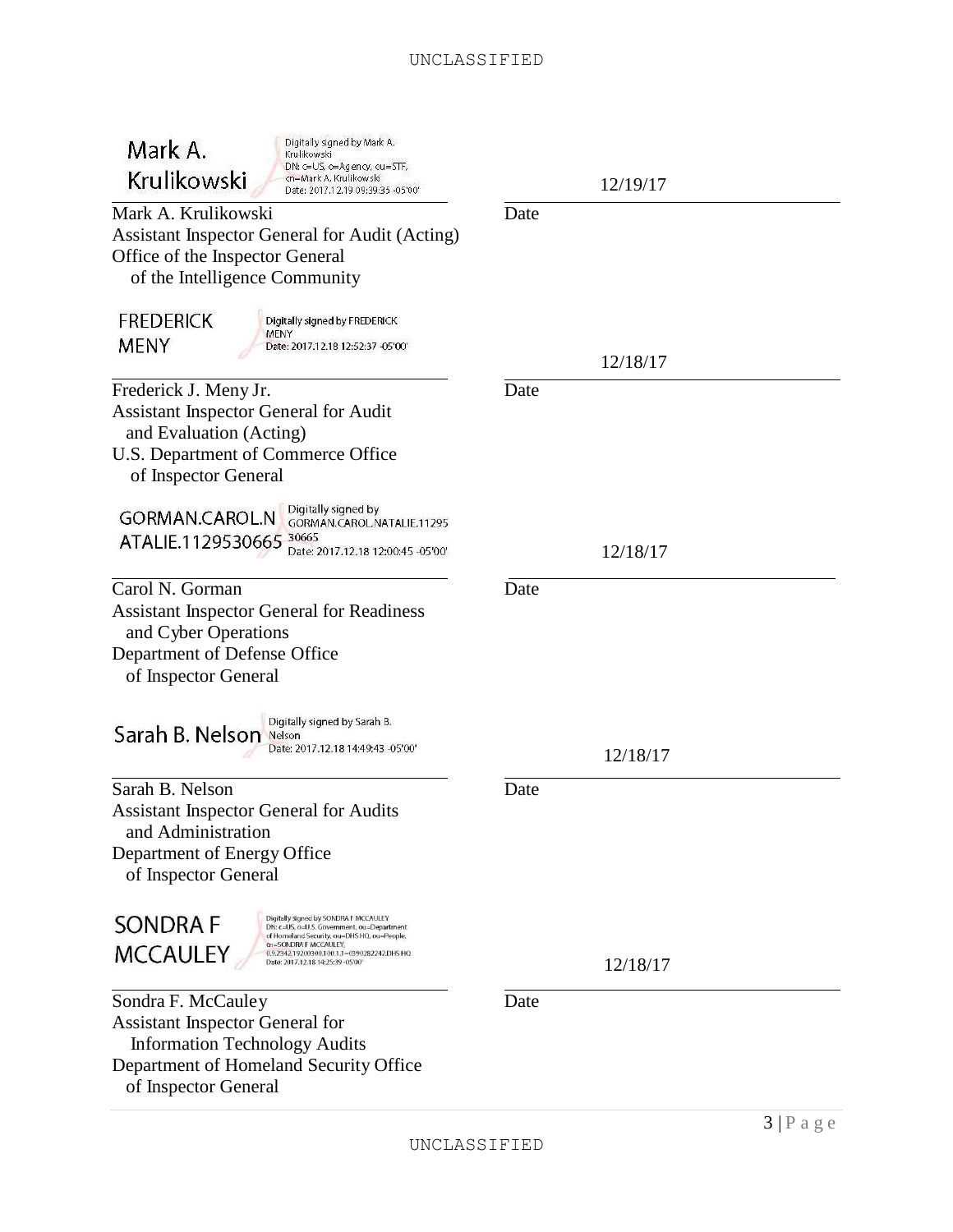Mark A. Krulikowski

Digitally signed by Mark A. Krulikowski
DN: c=US, o=Agency, ou=STF, cn=Mark A. Krulikowski
Date: 2017.12.19 09:39:35 -05'00'

12/19/17

Mark A. Krulikowski
Assistant Inspector General for Audit (Acting)
Office of the Inspector General
of the Intelligence Community

Date

FREDERICK MENY

Digitally signed by FREDERICK MENY
Date: 2017.12.18 12:52:37 -05'00'

12/18/17

Frederick J. Meny Jr.
Assistant Inspector General for Audit
and Evaluation (Acting)
U.S. Department of Commerce Office
of Inspector General

Date

GORMAN.CAROL.NATALIE.1129530665

Digitally signed by GORMAN.CAROL.NATALIE.1129530665
Date: 2017.12.18 12:00:45 -05'00'

12/18/17

Carol N. Gorman
Assistant Inspector General for Readiness
and Cyber Operations
Department of Defense Office
of Inspector General

Date

Sarah B. Nelson

Digitally signed by Sarah B. Nelson
Date: 2017.12.18 14:49:43 -05'00'

12/18/17

Sarah B. Nelson
Assistant Inspector General for Audits
and Administration
Department of Energy Office
of Inspector General

Date

SONDRA F MCCAULEY

Digitally signed by SONDRA F MCCAULEY
DN: c=US, o=U.S. Government, ou=Department of Homeland Security, ou=DHS HQ, ou=People, cn=SONDRA F MCCAULEY, 0.9.2342.19200300.100.1.1=0390282242.DHS HQ
Date: 2017.12.18 14:25:39 -05'00'

12/18/17

Sondra F. McCauley
Assistant Inspector General for
Information Technology Audits
Department of Homeland Security Office
of Inspector General

Date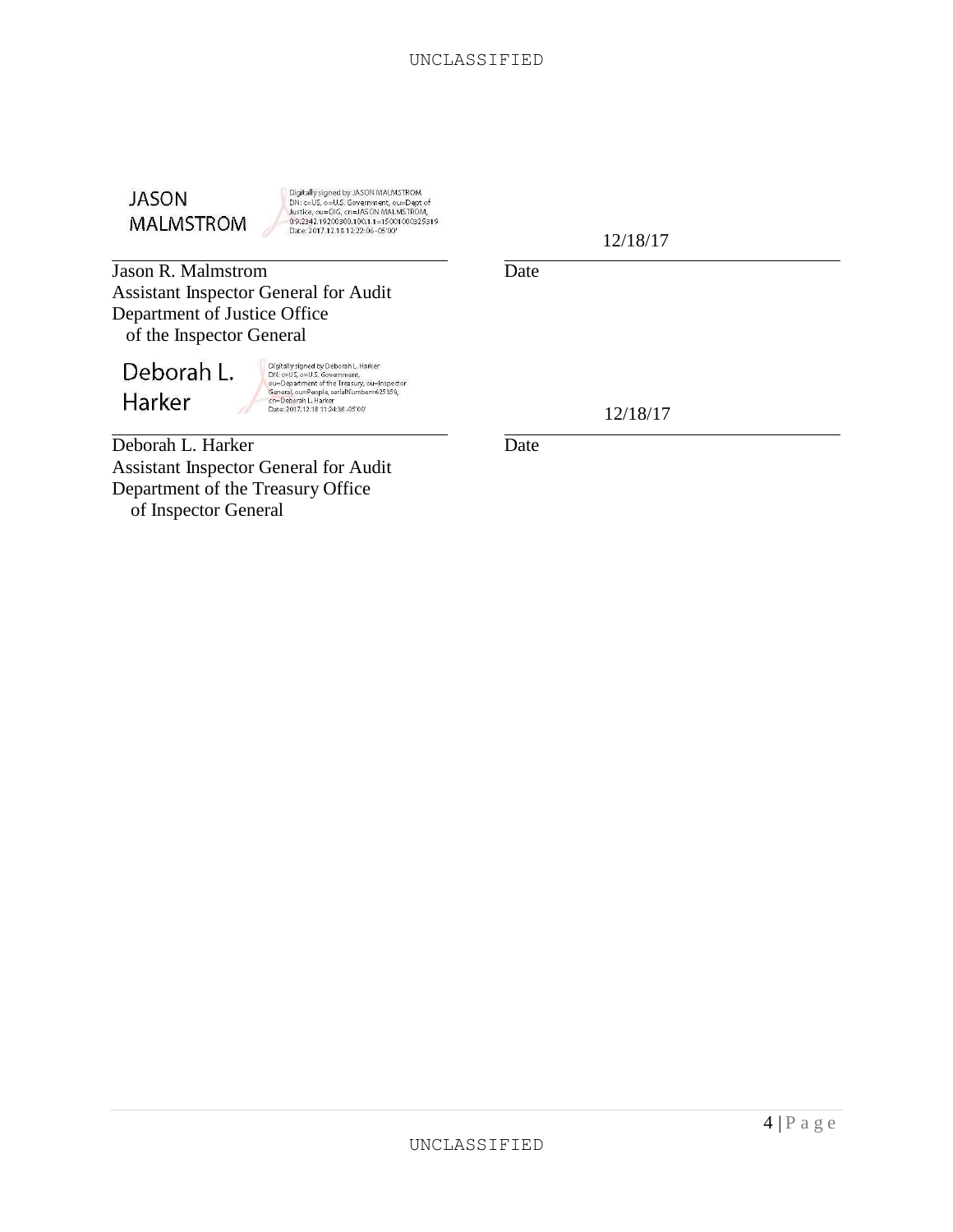JASON MALMSTROM

Digitally signed by JASON MALMSTROM
DN: c=US, o=U.S. Government, ou=Dept of Justice, ou=OIG, cn=JASON MALMSTROM, 0.9.2342.19200300.100.1.1=15001000325319
Date: 2017.12.18 12:22:06 -05'00'

12/18/17

Jason R. Malmstrom
Assistant Inspector General for Audit
Department of Justice Office
of the Inspector General

Date

Deborah L. Harker

Digitally signed by Deborah L. Harker
DN: c=US, o=U.S. Government, ou=Department of the Treasury, ou=Inspector General, ou=People, serialNumber=625359, cn=Deborah L. Harker
Date: 2017.12.18 11:24:38 -05'00'

12/18/17

Deborah L. Harker
Assistant Inspector General for Audit
Department of the Treasury Office
of Inspector General

Date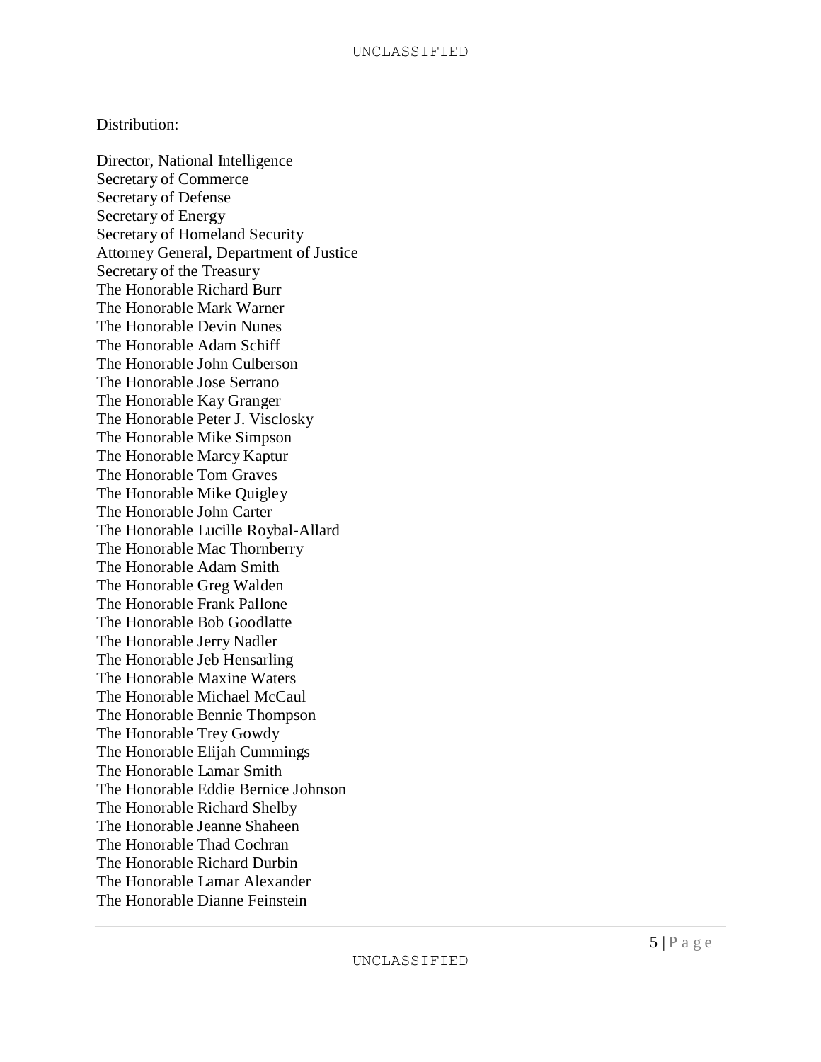Distribution:

Director, National Intelligence
Secretary of Commerce
Secretary of Defense
Secretary of Energy
Secretary of Homeland Security
Attorney General, Department of Justice
Secretary of the Treasury
The Honorable Richard Burr
The Honorable Mark Warner
The Honorable Devin Nunes
The Honorable Adam Schiff
The Honorable John Culberson
The Honorable Jose Serrano
The Honorable Kay Granger
The Honorable Peter J. Visclosky
The Honorable Mike Simpson
The Honorable Marcy Kaptur
The Honorable Tom Graves
The Honorable Mike Quigley
The Honorable John Carter
The Honorable Lucille Roybal-Allard
The Honorable Mac Thornberry
The Honorable Adam Smith
The Honorable Greg Walden
The Honorable Frank Pallone
The Honorable Bob Goodlatte
The Honorable Jerry Nadler
The Honorable Jeb Hensarling
The Honorable Maxine Waters
The Honorable Michael McCaul
The Honorable Bennie Thompson
The Honorable Trey Gowdy
The Honorable Elijah Cummings
The Honorable Lamar Smith
The Honorable Eddie Bernice Johnson
The Honorable Richard Shelby
The Honorable Jeanne Shaheen
The Honorable Thad Cochran
The Honorable Richard Durbin
The Honorable Lamar Alexander
The Honorable Dianne Feinstein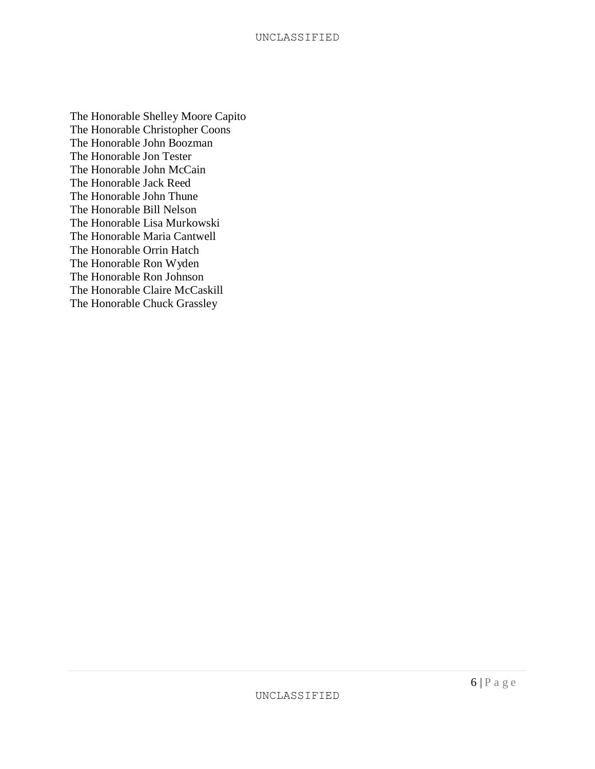The Honorable Shelley Moore Capito
The Honorable Christopher Coons
The Honorable John Boozman
The Honorable Jon Tester
The Honorable John McCain
The Honorable Jack Reed
The Honorable John Thune
The Honorable Bill Nelson
The Honorable Lisa Murkowski
The Honorable Maria Cantwell
The Honorable Orrin Hatch
The Honorable Ron Wyden
The Honorable Ron Johnson
The Honorable Claire McCaskill
The Honorable Chuck Grassley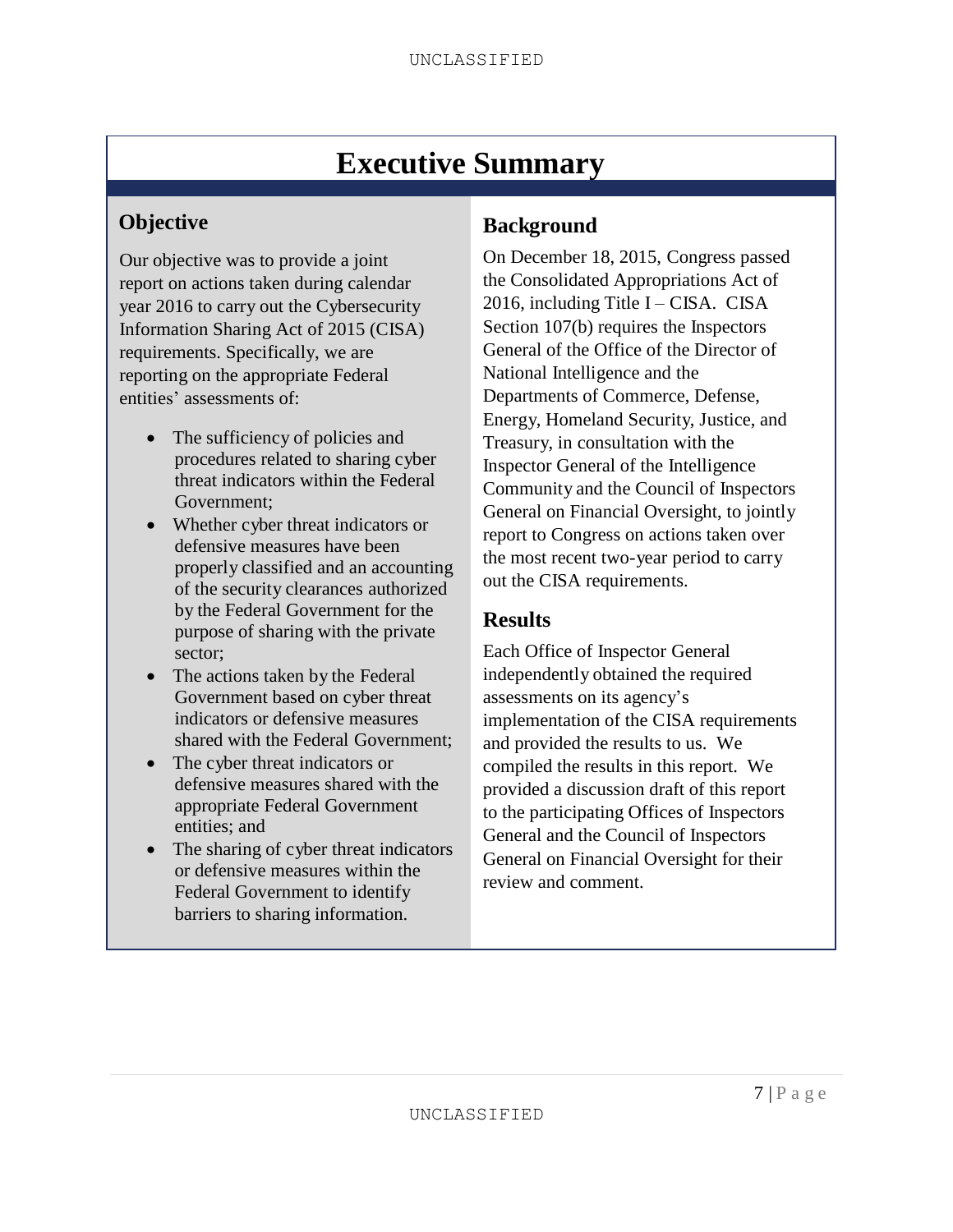# Executive Summary

## Objective

Our objective was to provide a joint report on actions taken during calendar year 2016 to carry out the Cybersecurity Information Sharing Act of 2015 (CISA) requirements. Specifically, we are reporting on the appropriate Federal entities' assessments of:

- The sufficiency of policies and procedures related to sharing cyber threat indicators within the Federal Government;
- Whether cyber threat indicators or defensive measures have been properly classified and an accounting of the security clearances authorized by the Federal Government for the purpose of sharing with the private sector;
- The actions taken by the Federal Government based on cyber threat indicators or defensive measures shared with the Federal Government;
- The cyber threat indicators or defensive measures shared with the appropriate Federal Government entities; and
- The sharing of cyber threat indicators or defensive measures within the Federal Government to identify barriers to sharing information.

## Background

On December 18, 2015, Congress passed the Consolidated Appropriations Act of 2016, including Title I – CISA. CISA Section 107(b) requires the Inspectors General of the Office of the Director of National Intelligence and the Departments of Commerce, Defense, Energy, Homeland Security, Justice, and Treasury, in consultation with the Inspector General of the Intelligence Community and the Council of Inspectors General on Financial Oversight, to jointly report to Congress on actions taken over the most recent two-year period to carry out the CISA requirements.

## Results

Each Office of Inspector General independently obtained the required assessments on its agency's implementation of the CISA requirements and provided the results to us. We compiled the results in this report. We provided a discussion draft of this report to the participating Offices of Inspectors General and the Council of Inspectors General on Financial Oversight for their review and comment.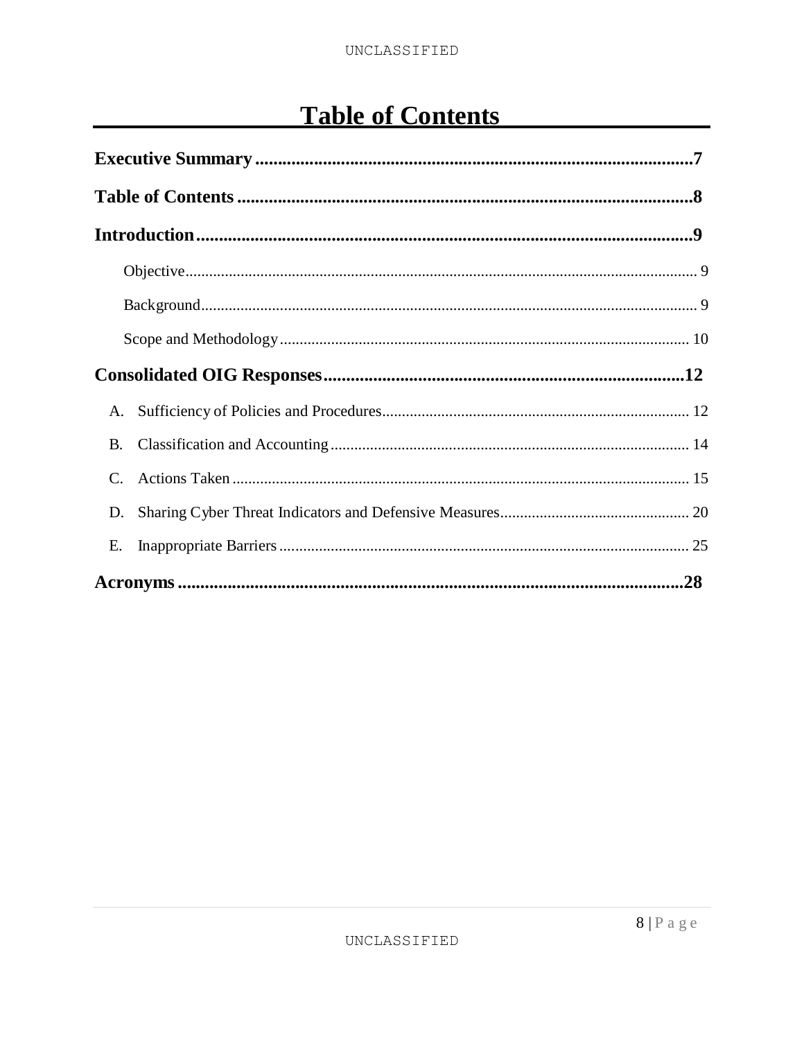# Table of Contents

**Executive Summary** .......... **7**

**Table of Contents** .......... **8**

**Introduction** .......... **9**

- Objective .......... 9
- Background .......... 9
- Scope and Methodology .......... 10

**Consolidated OIG Responses** .......... **12**

- A. Sufficiency of Policies and Procedures .......... 12
- B. Classification and Accounting .......... 14
- C. Actions Taken .......... 15
- D. Sharing Cyber Threat Indicators and Defensive Measures .......... 20
- E. Inappropriate Barriers .......... 25

**Acronyms** .......... **28**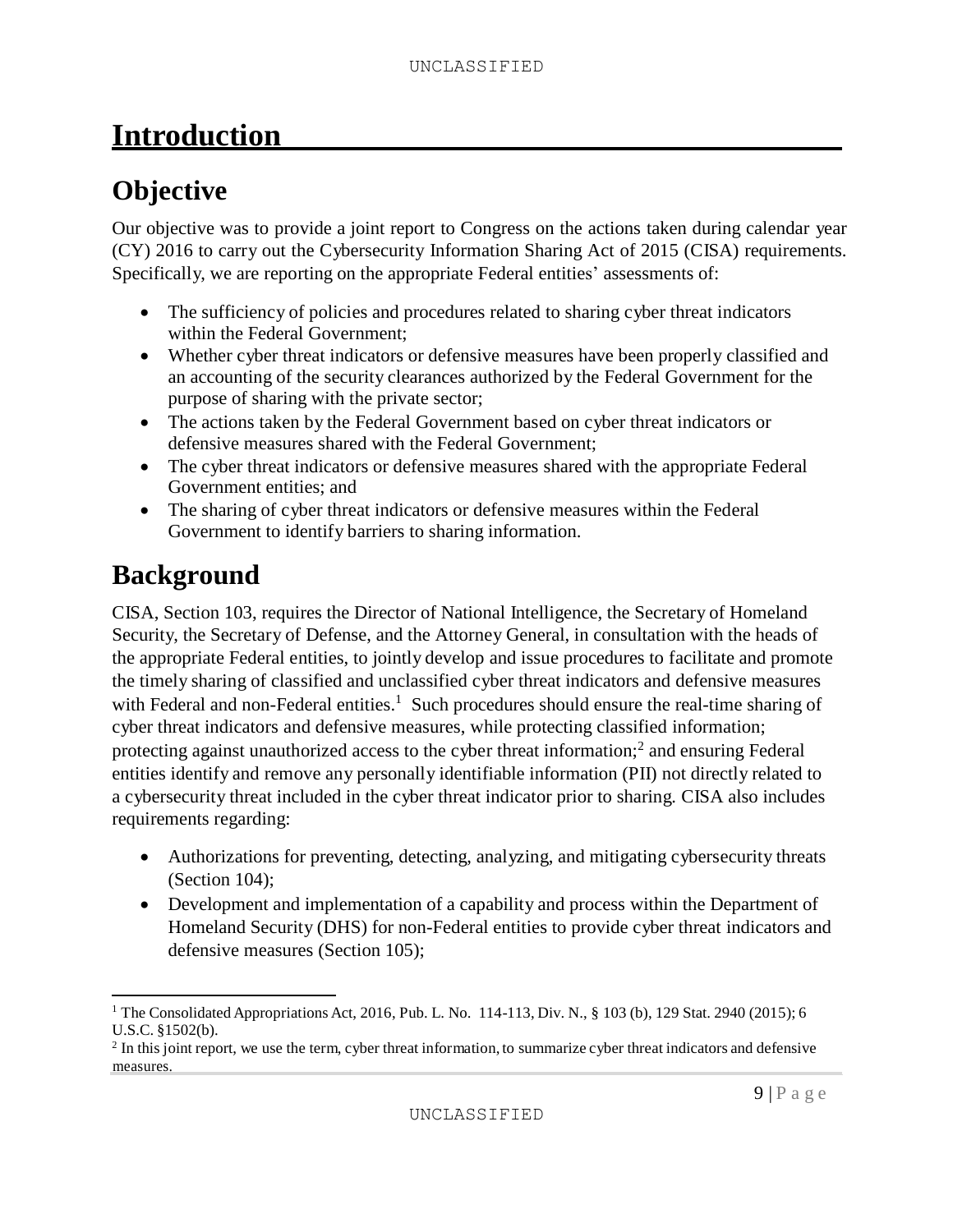# Introduction

## Objective

Our objective was to provide a joint report to Congress on the actions taken during calendar year (CY) 2016 to carry out the Cybersecurity Information Sharing Act of 2015 (CISA) requirements. Specifically, we are reporting on the appropriate Federal entities' assessments of:

- The sufficiency of policies and procedures related to sharing cyber threat indicators within the Federal Government;
- Whether cyber threat indicators or defensive measures have been properly classified and an accounting of the security clearances authorized by the Federal Government for the purpose of sharing with the private sector;
- The actions taken by the Federal Government based on cyber threat indicators or defensive measures shared with the Federal Government;
- The cyber threat indicators or defensive measures shared with the appropriate Federal Government entities; and
- The sharing of cyber threat indicators or defensive measures within the Federal Government to identify barriers to sharing information.

## Background

CISA, Section 103, requires the Director of National Intelligence, the Secretary of Homeland Security, the Secretary of Defense, and the Attorney General, in consultation with the heads of the appropriate Federal entities, to jointly develop and issue procedures to facilitate and promote the timely sharing of classified and unclassified cyber threat indicators and defensive measures with Federal and non-Federal entities.[1] Such procedures should ensure the real-time sharing of cyber threat indicators and defensive measures, while protecting classified information; protecting against unauthorized access to the cyber threat information;[2] and ensuring Federal entities identify and remove any personally identifiable information (PII) not directly related to a cybersecurity threat included in the cyber threat indicator prior to sharing. CISA also includes requirements regarding:

- Authorizations for preventing, detecting, analyzing, and mitigating cybersecurity threats (Section 104);
- Development and implementation of a capability and process within the Department of Homeland Security (DHS) for non-Federal entities to provide cyber threat indicators and defensive measures (Section 105);

---

[1] The Consolidated Appropriations Act, 2016, Pub. L. No. 114-113, Div. N., § 103 (b), 129 Stat. 2940 (2015); 6 U.S.C. §1502(b).

[2] In this joint report, we use the term, cyber threat information, to summarize cyber threat indicators and defensive measures.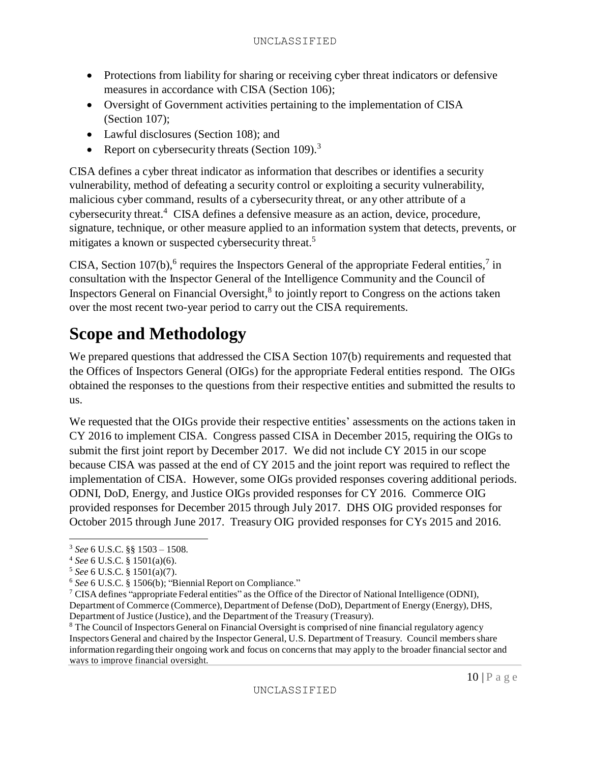- Protections from liability for sharing or receiving cyber threat indicators or defensive measures in accordance with CISA (Section 106);
- Oversight of Government activities pertaining to the implementation of CISA (Section 107);
- Lawful disclosures (Section 108); and
- Report on cybersecurity threats (Section 109).[3]

CISA defines a cyber threat indicator as information that describes or identifies a security vulnerability, method of defeating a security control or exploiting a security vulnerability, malicious cyber command, results of a cybersecurity threat, or any other attribute of a cybersecurity threat.[4] CISA defines a defensive measure as an action, device, procedure, signature, technique, or other measure applied to an information system that detects, prevents, or mitigates a known or suspected cybersecurity threat.[5]

CISA, Section 107(b),[6] requires the Inspectors General of the appropriate Federal entities,[7] in consultation with the Inspector General of the Intelligence Community and the Council of Inspectors General on Financial Oversight,[8] to jointly report to Congress on the actions taken over the most recent two-year period to carry out the CISA requirements.

# Scope and Methodology

We prepared questions that addressed the CISA Section 107(b) requirements and requested that the Offices of Inspectors General (OIGs) for the appropriate Federal entities respond. The OIGs obtained the responses to the questions from their respective entities and submitted the results to us.

We requested that the OIGs provide their respective entities' assessments on the actions taken in CY 2016 to implement CISA. Congress passed CISA in December 2015, requiring the OIGs to submit the first joint report by December 2017. We did not include CY 2015 in our scope because CISA was passed at the end of CY 2015 and the joint report was required to reflect the implementation of CISA. However, some OIGs provided responses covering additional periods. ODNI, DoD, Energy, and Justice OIGs provided responses for CY 2016. Commerce OIG provided responses for December 2015 through July 2017. DHS OIG provided responses for October 2015 through June 2017. Treasury OIG provided responses for CYs 2015 and 2016.

---

[3] *See* 6 U.S.C. §§ 1503 – 1508.

[4] *See* 6 U.S.C. § 1501(a)(6).

[5] *See* 6 U.S.C. § 1501(a)(7).

[6] *See* 6 U.S.C. § 1506(b); "Biennial Report on Compliance."

[7] CISA defines "appropriate Federal entities" as the Office of the Director of National Intelligence (ODNI), Department of Commerce (Commerce), Department of Defense (DoD), Department of Energy (Energy), DHS, Department of Justice (Justice), and the Department of the Treasury (Treasury).

[8] The Council of Inspectors General on Financial Oversight is comprised of nine financial regulatory agency Inspectors General and chaired by the Inspector General, U.S. Department of Treasury. Council members share information regarding their ongoing work and focus on concerns that may apply to the broader financial sector and ways to improve financial oversight.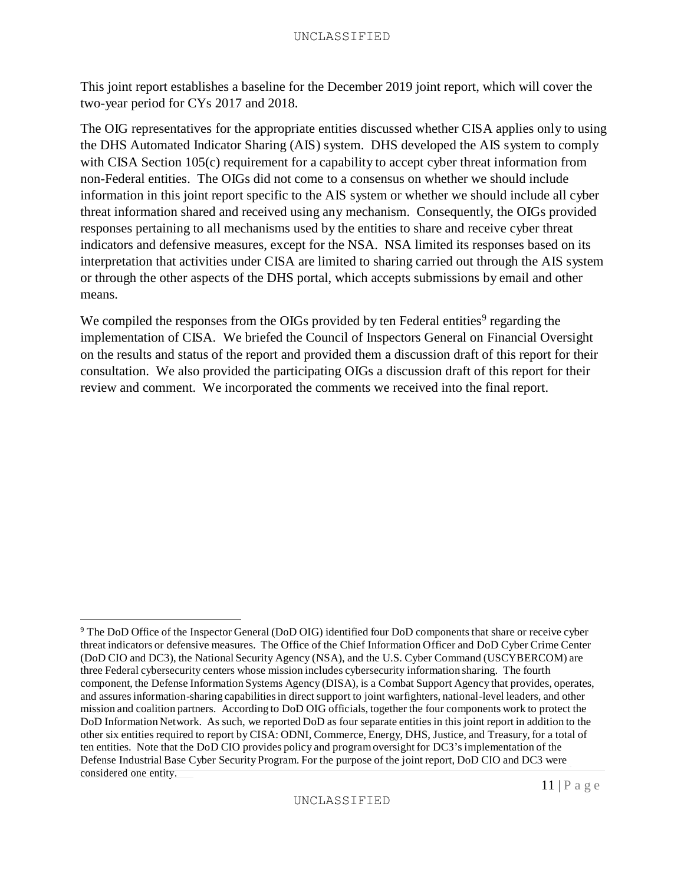This joint report establishes a baseline for the December 2019 joint report, which will cover the two-year period for CYs 2017 and 2018.

The OIG representatives for the appropriate entities discussed whether CISA applies only to using the DHS Automated Indicator Sharing (AIS) system. DHS developed the AIS system to comply with CISA Section 105(c) requirement for a capability to accept cyber threat information from non-Federal entities. The OIGs did not come to a consensus on whether we should include information in this joint report specific to the AIS system or whether we should include all cyber threat information shared and received using any mechanism. Consequently, the OIGs provided responses pertaining to all mechanisms used by the entities to share and receive cyber threat indicators and defensive measures, except for the NSA. NSA limited its responses based on its interpretation that activities under CISA are limited to sharing carried out through the AIS system or through the other aspects of the DHS portal, which accepts submissions by email and other means.

We compiled the responses from the OIGs provided by ten Federal entities[9] regarding the implementation of CISA. We briefed the Council of Inspectors General on Financial Oversight on the results and status of the report and provided them a discussion draft of this report for their consultation. We also provided the participating OIGs a discussion draft of this report for their review and comment. We incorporated the comments we received into the final report.

---

[9] The DoD Office of the Inspector General (DoD OIG) identified four DoD components that share or receive cyber threat indicators or defensive measures. The Office of the Chief Information Officer and DoD Cyber Crime Center (DoD CIO and DC3), the National Security Agency (NSA), and the U.S. Cyber Command (USCYBERCOM) are three Federal cybersecurity centers whose mission includes cybersecurity information sharing. The fourth component, the Defense Information Systems Agency (DISA), is a Combat Support Agency that provides, operates, and assures information-sharing capabilities in direct support to joint warfighters, national-level leaders, and other mission and coalition partners. According to DoD OIG officials, together the four components work to protect the DoD Information Network. As such, we reported DoD as four separate entities in this joint report in addition to the other six entities required to report by CISA: ODNI, Commerce, Energy, DHS, Justice, and Treasury, for a total of ten entities. Note that the DoD CIO provides policy and program oversight for DC3's implementation of the Defense Industrial Base Cyber Security Program. For the purpose of the joint report, DoD CIO and DC3 were considered one entity.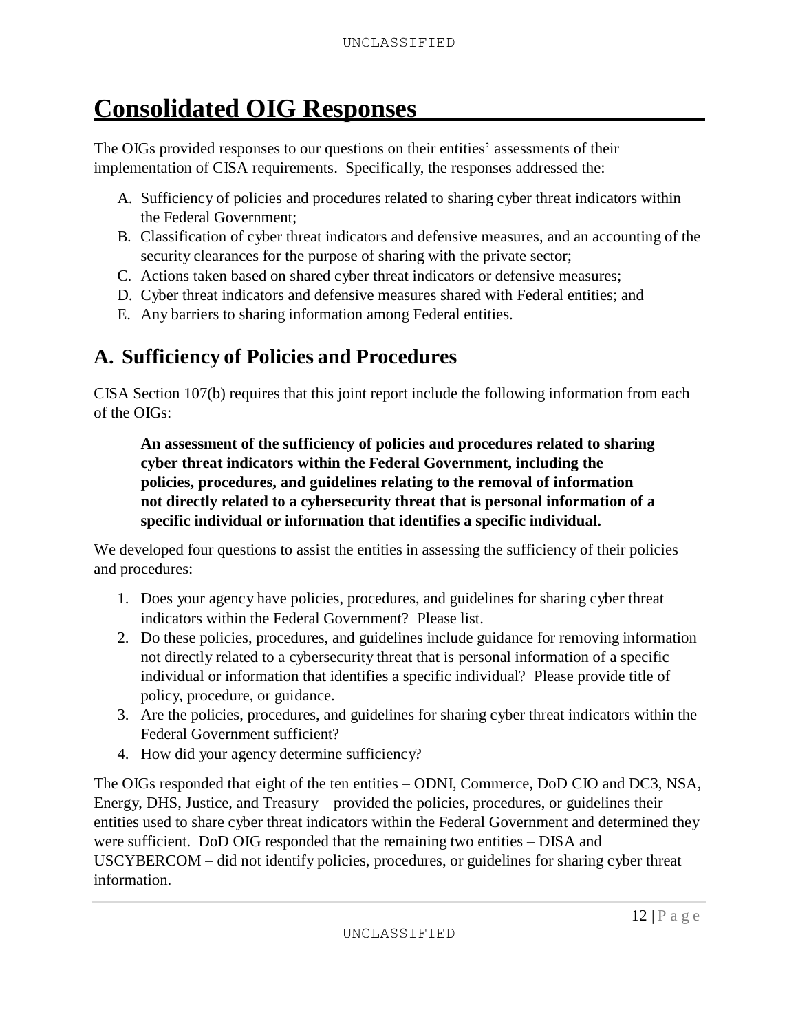# Consolidated OIG Responses

The OIGs provided responses to our questions on their entities' assessments of their implementation of CISA requirements. Specifically, the responses addressed the:

A. Sufficiency of policies and procedures related to sharing cyber threat indicators within the Federal Government;
B. Classification of cyber threat indicators and defensive measures, and an accounting of the security clearances for the purpose of sharing with the private sector;
C. Actions taken based on shared cyber threat indicators or defensive measures;
D. Cyber threat indicators and defensive measures shared with Federal entities; and
E. Any barriers to sharing information among Federal entities.

## A. Sufficiency of Policies and Procedures

CISA Section 107(b) requires that this joint report include the following information from each of the OIGs:

> **An assessment of the sufficiency of policies and procedures related to sharing cyber threat indicators within the Federal Government, including the policies, procedures, and guidelines relating to the removal of information not directly related to a cybersecurity threat that is personal information of a specific individual or information that identifies a specific individual.**

We developed four questions to assist the entities in assessing the sufficiency of their policies and procedures:

1. Does your agency have policies, procedures, and guidelines for sharing cyber threat indicators within the Federal Government? Please list.
2. Do these policies, procedures, and guidelines include guidance for removing information not directly related to a cybersecurity threat that is personal information of a specific individual or information that identifies a specific individual? Please provide title of policy, procedure, or guidance.
3. Are the policies, procedures, and guidelines for sharing cyber threat indicators within the Federal Government sufficient?
4. How did your agency determine sufficiency?

The OIGs responded that eight of the ten entities – ODNI, Commerce, DoD CIO and DC3, NSA, Energy, DHS, Justice, and Treasury – provided the policies, procedures, or guidelines their entities used to share cyber threat indicators within the Federal Government and determined they were sufficient. DoD OIG responded that the remaining two entities – DISA and USCYBERCOM – did not identify policies, procedures, or guidelines for sharing cyber threat information.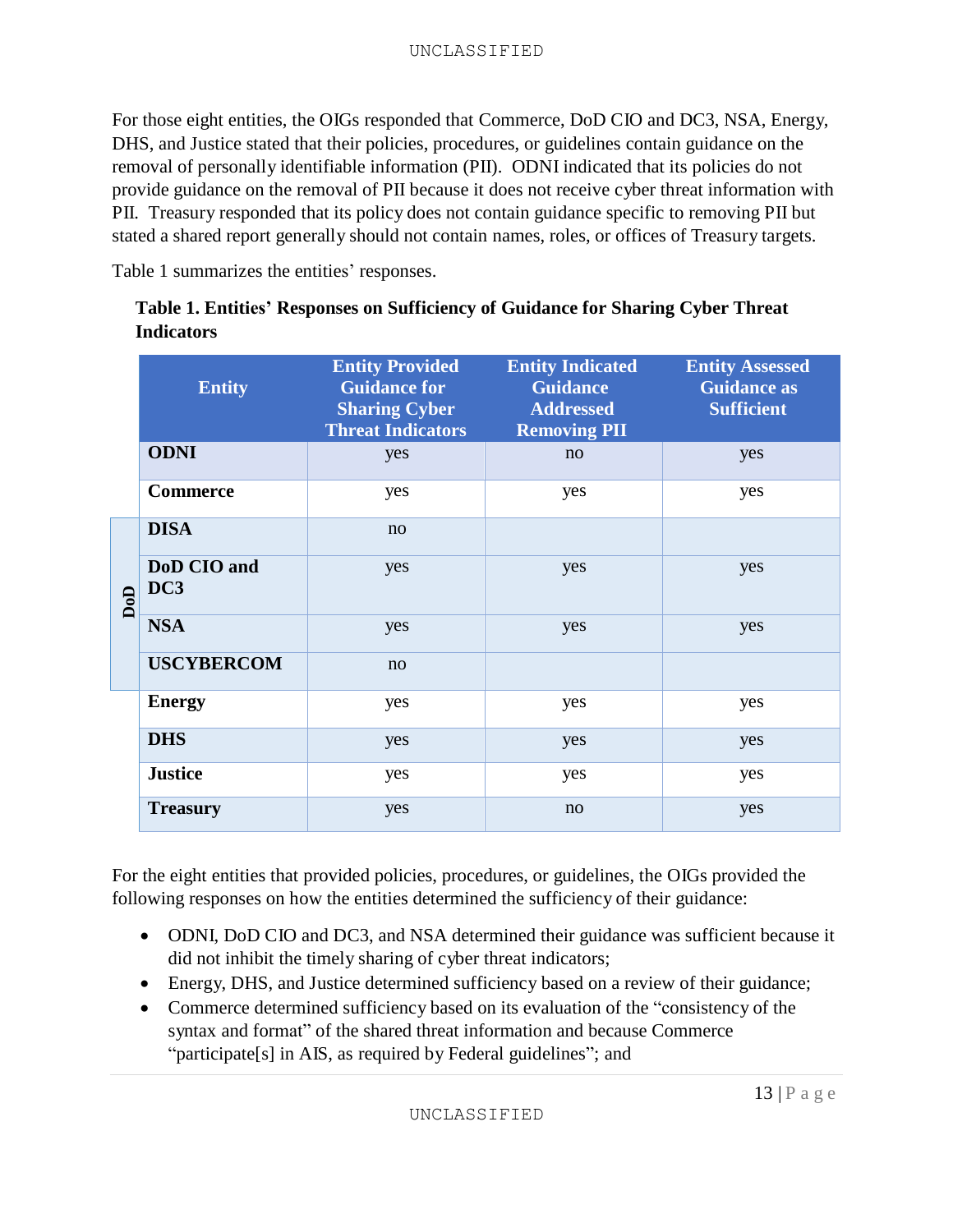For those eight entities, the OIGs responded that Commerce, DoD CIO and DC3, NSA, Energy, DHS, and Justice stated that their policies, procedures, or guidelines contain guidance on the removal of personally identifiable information (PII). ODNI indicated that its policies do not provide guidance on the removal of PII because it does not receive cyber threat information with PII. Treasury responded that its policy does not contain guidance specific to removing PII but stated a shared report generally should not contain names, roles, or offices of Treasury targets.

Table 1 summarizes the entities' responses.

**Table 1. Entities' Responses on Sufficiency of Guidance for Sharing Cyber Threat Indicators**

| | Entity | Entity Provided Guidance for Sharing Cyber Threat Indicators | Entity Indicated Guidance Addressed Removing PII | Entity Assessed Guidance as Sufficient |
|---|---|---|---|---|
| | **ODNI** | yes | no | yes |
| | **Commerce** | yes | yes | yes |
| DoD | **DISA** | no | | |
| DoD | **DoD CIO and DC3** | yes | yes | yes |
| DoD | **NSA** | yes | yes | yes |
| DoD | **USCYBERCOM** | no | | |
| | **Energy** | yes | yes | yes |
| | **DHS** | yes | yes | yes |
| | **Justice** | yes | yes | yes |
| | **Treasury** | yes | no | yes |

For the eight entities that provided policies, procedures, or guidelines, the OIGs provided the following responses on how the entities determined the sufficiency of their guidance:

- ODNI, DoD CIO and DC3, and NSA determined their guidance was sufficient because it did not inhibit the timely sharing of cyber threat indicators;
- Energy, DHS, and Justice determined sufficiency based on a review of their guidance;
- Commerce determined sufficiency based on its evaluation of the "consistency of the syntax and format" of the shared threat information and because Commerce "participate[s] in AIS, as required by Federal guidelines"; and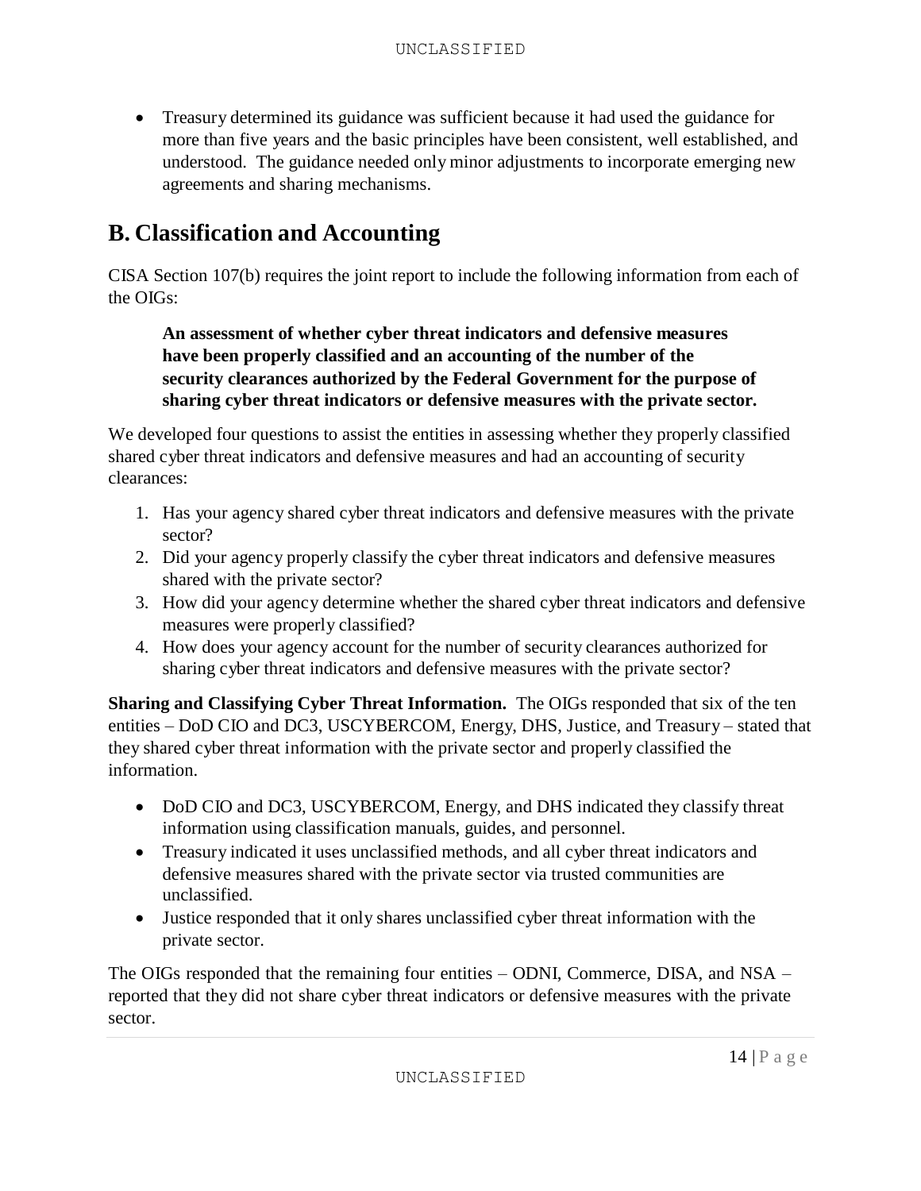- Treasury determined its guidance was sufficient because it had used the guidance for more than five years and the basic principles have been consistent, well established, and understood. The guidance needed only minor adjustments to incorporate emerging new agreements and sharing mechanisms.

## B. Classification and Accounting

CISA Section 107(b) requires the joint report to include the following information from each of the OIGs:

> **An assessment of whether cyber threat indicators and defensive measures have been properly classified and an accounting of the number of the security clearances authorized by the Federal Government for the purpose of sharing cyber threat indicators or defensive measures with the private sector.**

We developed four questions to assist the entities in assessing whether they properly classified shared cyber threat indicators and defensive measures and had an accounting of security clearances:

1. Has your agency shared cyber threat indicators and defensive measures with the private sector?
2. Did your agency properly classify the cyber threat indicators and defensive measures shared with the private sector?
3. How did your agency determine whether the shared cyber threat indicators and defensive measures were properly classified?
4. How does your agency account for the number of security clearances authorized for sharing cyber threat indicators and defensive measures with the private sector?

**Sharing and Classifying Cyber Threat Information.** The OIGs responded that six of the ten entities – DoD CIO and DC3, USCYBERCOM, Energy, DHS, Justice, and Treasury – stated that they shared cyber threat information with the private sector and properly classified the information.

- DoD CIO and DC3, USCYBERCOM, Energy, and DHS indicated they classify threat information using classification manuals, guides, and personnel.
- Treasury indicated it uses unclassified methods, and all cyber threat indicators and defensive measures shared with the private sector via trusted communities are unclassified.
- Justice responded that it only shares unclassified cyber threat information with the private sector.

The OIGs responded that the remaining four entities – ODNI, Commerce, DISA, and NSA – reported that they did not share cyber threat indicators or defensive measures with the private sector.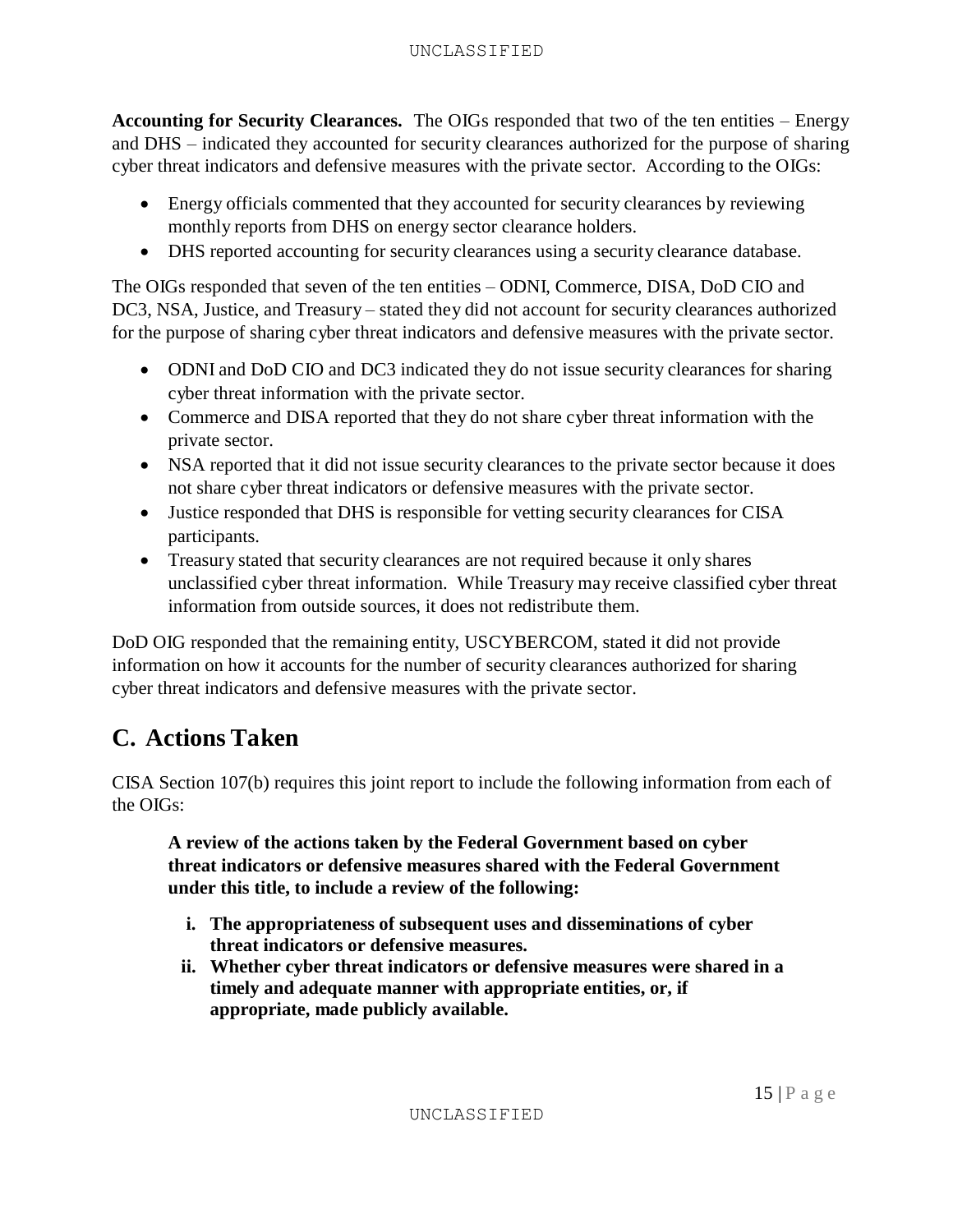**Accounting for Security Clearances.** The OIGs responded that two of the ten entities – Energy and DHS – indicated they accounted for security clearances authorized for the purpose of sharing cyber threat indicators and defensive measures with the private sector. According to the OIGs:

- Energy officials commented that they accounted for security clearances by reviewing monthly reports from DHS on energy sector clearance holders.
- DHS reported accounting for security clearances using a security clearance database.

The OIGs responded that seven of the ten entities – ODNI, Commerce, DISA, DoD CIO and DC3, NSA, Justice, and Treasury – stated they did not account for security clearances authorized for the purpose of sharing cyber threat indicators and defensive measures with the private sector.

- ODNI and DoD CIO and DC3 indicated they do not issue security clearances for sharing cyber threat information with the private sector.
- Commerce and DISA reported that they do not share cyber threat information with the private sector.
- NSA reported that it did not issue security clearances to the private sector because it does not share cyber threat indicators or defensive measures with the private sector.
- Justice responded that DHS is responsible for vetting security clearances for CISA participants.
- Treasury stated that security clearances are not required because it only shares unclassified cyber threat information. While Treasury may receive classified cyber threat information from outside sources, it does not redistribute them.

DoD OIG responded that the remaining entity, USCYBERCOM, stated it did not provide information on how it accounts for the number of security clearances authorized for sharing cyber threat indicators and defensive measures with the private sector.

## C. Actions Taken

CISA Section 107(b) requires this joint report to include the following information from each of the OIGs:

> **A review of the actions taken by the Federal Government based on cyber threat indicators or defensive measures shared with the Federal Government under this title, to include a review of the following:**
>
> **i. The appropriateness of subsequent uses and disseminations of cyber threat indicators or defensive measures.**
>
> **ii. Whether cyber threat indicators or defensive measures were shared in a timely and adequate manner with appropriate entities, or, if appropriate, made publicly available.**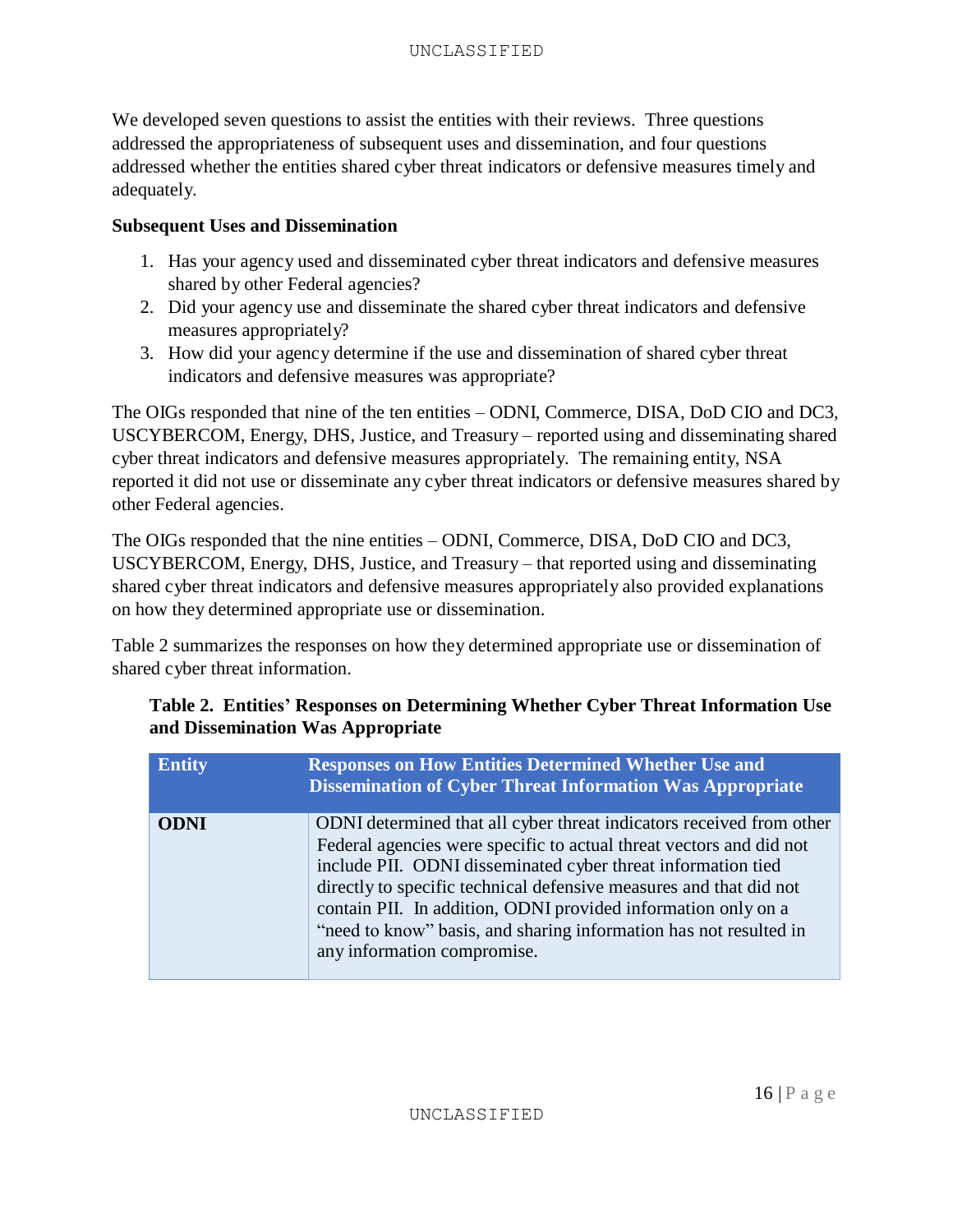We developed seven questions to assist the entities with their reviews. Three questions addressed the appropriateness of subsequent uses and dissemination, and four questions addressed whether the entities shared cyber threat indicators or defensive measures timely and adequately.

**Subsequent Uses and Dissemination**

1. Has your agency used and disseminated cyber threat indicators and defensive measures shared by other Federal agencies?
2. Did your agency use and disseminate the shared cyber threat indicators and defensive measures appropriately?
3. How did your agency determine if the use and dissemination of shared cyber threat indicators and defensive measures was appropriate?

The OIGs responded that nine of the ten entities – ODNI, Commerce, DISA, DoD CIO and DC3, USCYBERCOM, Energy, DHS, Justice, and Treasury – reported using and disseminating shared cyber threat indicators and defensive measures appropriately. The remaining entity, NSA reported it did not use or disseminate any cyber threat indicators or defensive measures shared by other Federal agencies.

The OIGs responded that the nine entities – ODNI, Commerce, DISA, DoD CIO and DC3, USCYBERCOM, Energy, DHS, Justice, and Treasury – that reported using and disseminating shared cyber threat indicators and defensive measures appropriately also provided explanations on how they determined appropriate use or dissemination.

Table 2 summarizes the responses on how they determined appropriate use or dissemination of shared cyber threat information.

**Table 2. Entities' Responses on Determining Whether Cyber Threat Information Use and Dissemination Was Appropriate**

| Entity | Responses on How Entities Determined Whether Use and Dissemination of Cyber Threat Information Was Appropriate |
|---|---|
| **ODNI** | ODNI determined that all cyber threat indicators received from other Federal agencies were specific to actual threat vectors and did not include PII. ODNI disseminated cyber threat information tied directly to specific technical defensive measures and that did not contain PII. In addition, ODNI provided information only on a "need to know" basis, and sharing information has not resulted in any information compromise. |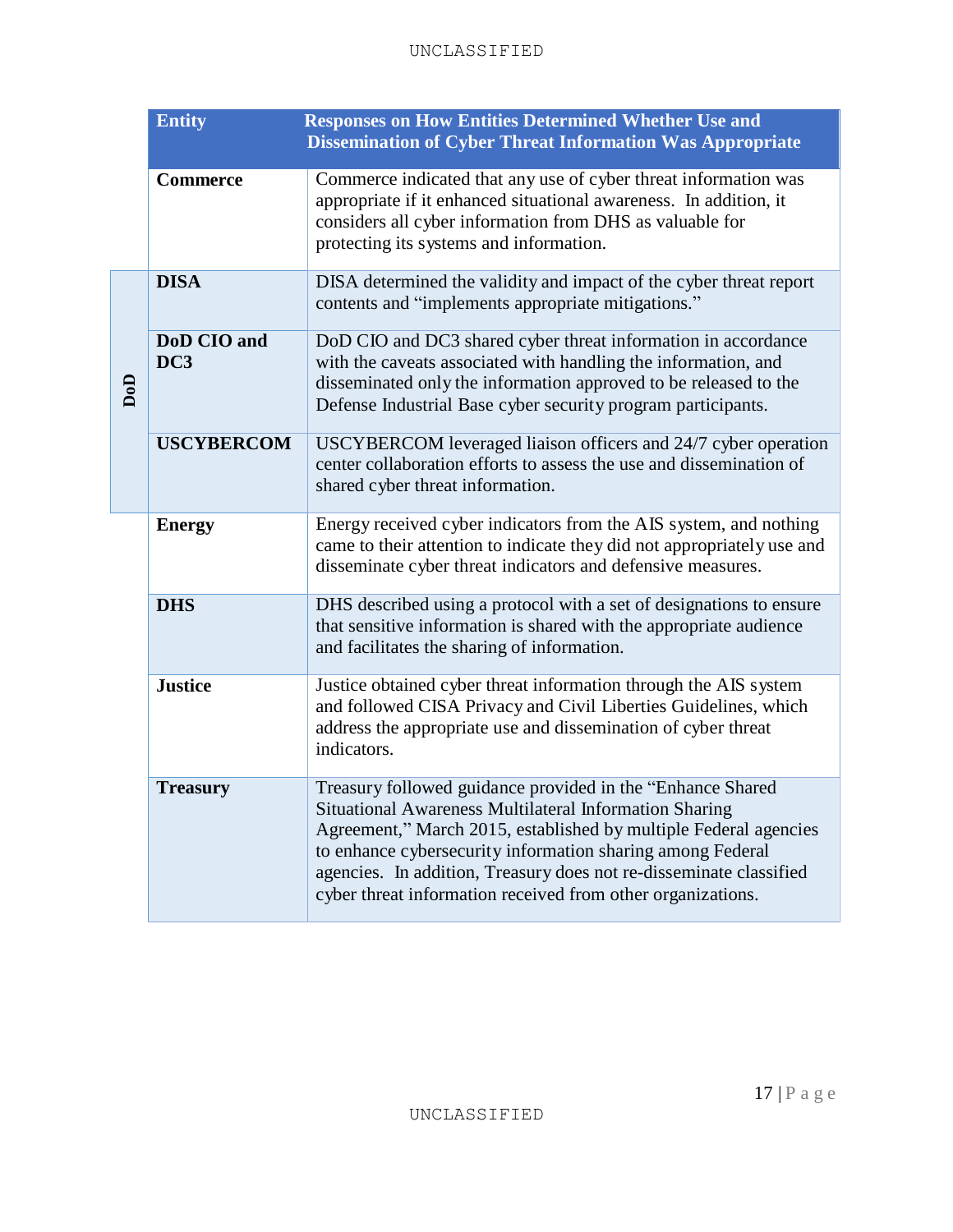| | Entity | Responses on How Entities Determined Whether Use and Dissemination of Cyber Threat Information Was Appropriate |
|---|---|---|
| | **Commerce** | Commerce indicated that any use of cyber threat information was appropriate if it enhanced situational awareness. In addition, it considers all cyber information from DHS as valuable for protecting its systems and information. |
| **DoD** | **DISA** | DISA determined the validity and impact of the cyber threat report contents and "implements appropriate mitigations." |
| **DoD** | **DoD CIO and DC3** | DoD CIO and DC3 shared cyber threat information in accordance with the caveats associated with handling the information, and disseminated only the information approved to be released to the Defense Industrial Base cyber security program participants. |
| **DoD** | **USCYBERCOM** | USCYBERCOM leveraged liaison officers and 24/7 cyber operation center collaboration efforts to assess the use and dissemination of shared cyber threat information. |
| | **Energy** | Energy received cyber indicators from the AIS system, and nothing came to their attention to indicate they did not appropriately use and disseminate cyber threat indicators and defensive measures. |
| | **DHS** | DHS described using a protocol with a set of designations to ensure that sensitive information is shared with the appropriate audience and facilitates the sharing of information. |
| | **Justice** | Justice obtained cyber threat information through the AIS system and followed CISA Privacy and Civil Liberties Guidelines, which address the appropriate use and dissemination of cyber threat indicators. |
| | **Treasury** | Treasury followed guidance provided in the "Enhance Shared Situational Awareness Multilateral Information Sharing Agreement," March 2015, established by multiple Federal agencies to enhance cybersecurity information sharing among Federal agencies. In addition, Treasury does not re-disseminate classified cyber threat information received from other organizations. |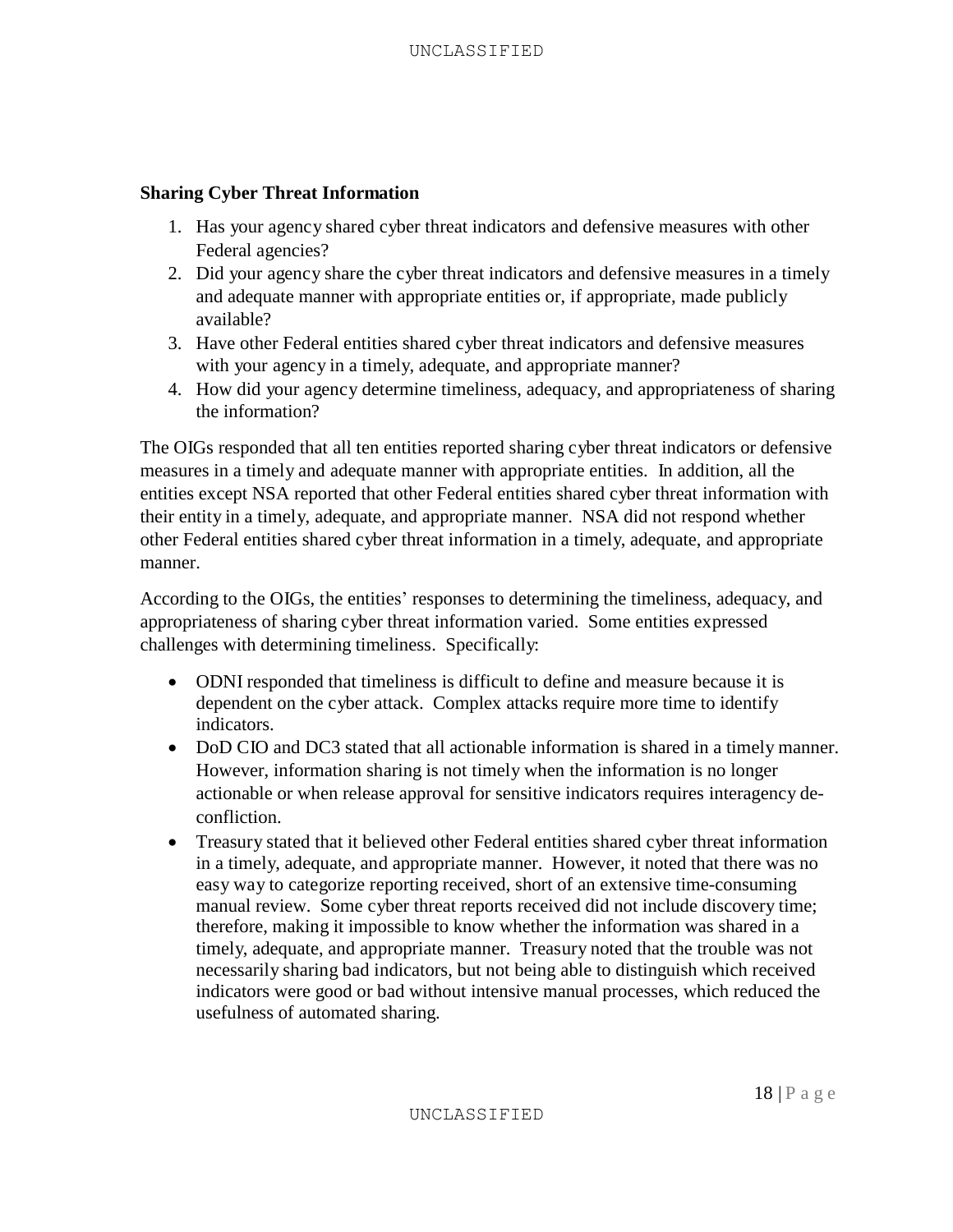**Sharing Cyber Threat Information**

1. Has your agency shared cyber threat indicators and defensive measures with other Federal agencies?
2. Did your agency share the cyber threat indicators and defensive measures in a timely and adequate manner with appropriate entities or, if appropriate, made publicly available?
3. Have other Federal entities shared cyber threat indicators and defensive measures with your agency in a timely, adequate, and appropriate manner?
4. How did your agency determine timeliness, adequacy, and appropriateness of sharing the information?

The OIGs responded that all ten entities reported sharing cyber threat indicators or defensive measures in a timely and adequate manner with appropriate entities. In addition, all the entities except NSA reported that other Federal entities shared cyber threat information with their entity in a timely, adequate, and appropriate manner. NSA did not respond whether other Federal entities shared cyber threat information in a timely, adequate, and appropriate manner.

According to the OIGs, the entities' responses to determining the timeliness, adequacy, and appropriateness of sharing cyber threat information varied. Some entities expressed challenges with determining timeliness. Specifically:

- ODNI responded that timeliness is difficult to define and measure because it is dependent on the cyber attack. Complex attacks require more time to identify indicators.
- DoD CIO and DC3 stated that all actionable information is shared in a timely manner. However, information sharing is not timely when the information is no longer actionable or when release approval for sensitive indicators requires interagency de-confliction.
- Treasury stated that it believed other Federal entities shared cyber threat information in a timely, adequate, and appropriate manner. However, it noted that there was no easy way to categorize reporting received, short of an extensive time-consuming manual review. Some cyber threat reports received did not include discovery time; therefore, making it impossible to know whether the information was shared in a timely, adequate, and appropriate manner. Treasury noted that the trouble was not necessarily sharing bad indicators, but not being able to distinguish which received indicators were good or bad without intensive manual processes, which reduced the usefulness of automated sharing.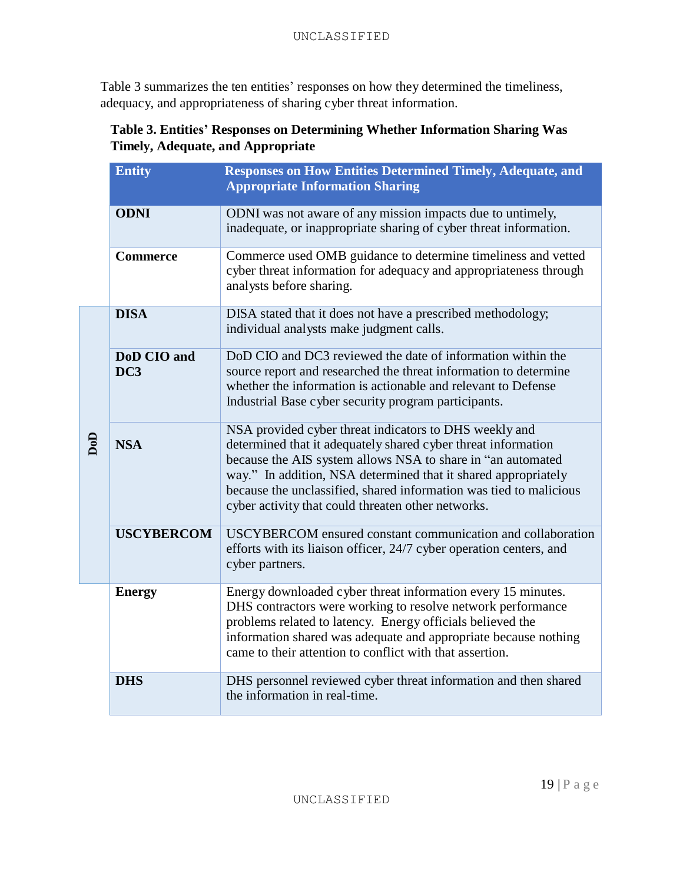Table 3 summarizes the ten entities' responses on how they determined the timeliness, adequacy, and appropriateness of sharing cyber threat information.

**Table 3. Entities' Responses on Determining Whether Information Sharing Was Timely, Adequate, and Appropriate**

| | Entity | Responses on How Entities Determined Timely, Adequate, and Appropriate Information Sharing |
|---|---|---|
| | **ODNI** | ODNI was not aware of any mission impacts due to untimely, inadequate, or inappropriate sharing of cyber threat information. |
| | **Commerce** | Commerce used OMB guidance to determine timeliness and vetted cyber threat information for adequacy and appropriateness through analysts before sharing. |
| **DoD** | **DISA** | DISA stated that it does not have a prescribed methodology; individual analysts make judgment calls. |
| **DoD** | **DoD CIO and DC3** | DoD CIO and DC3 reviewed the date of information within the source report and researched the threat information to determine whether the information is actionable and relevant to Defense Industrial Base cyber security program participants. |
| **DoD** | **NSA** | NSA provided cyber threat indicators to DHS weekly and determined that it adequately shared cyber threat information because the AIS system allows NSA to share in "an automated way." In addition, NSA determined that it shared appropriately because the unclassified, shared information was tied to malicious cyber activity that could threaten other networks. |
| **DoD** | **USCYBERCOM** | USCYBERCOM ensured constant communication and collaboration efforts with its liaison officer, 24/7 cyber operation centers, and cyber partners. |
| | **Energy** | Energy downloaded cyber threat information every 15 minutes. DHS contractors were working to resolve network performance problems related to latency. Energy officials believed the information shared was adequate and appropriate because nothing came to their attention to conflict with that assertion. |
| | **DHS** | DHS personnel reviewed cyber threat information and then shared the information in real-time. |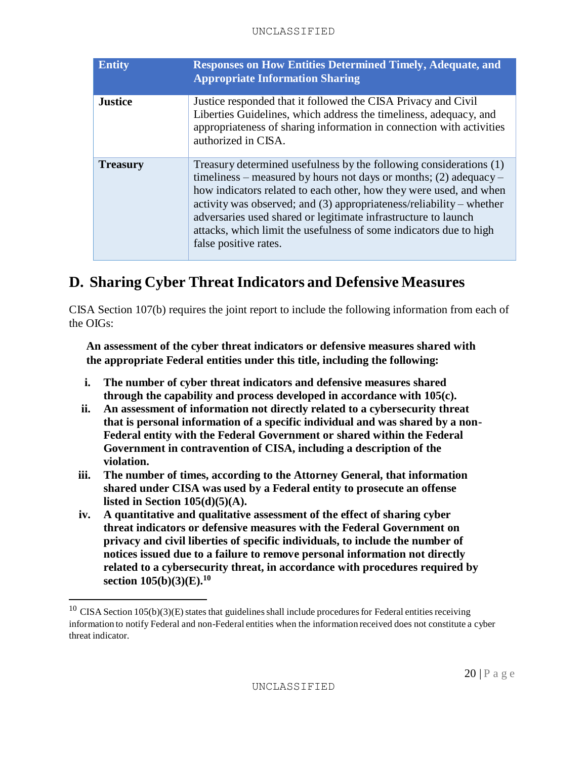| Entity | Responses on How Entities Determined Timely, Adequate, and Appropriate Information Sharing |
|---|---|
| **Justice** | Justice responded that it followed the CISA Privacy and Civil Liberties Guidelines, which address the timeliness, adequacy, and appropriateness of sharing information in connection with activities authorized in CISA. |
| **Treasury** | Treasury determined usefulness by the following considerations (1) timeliness – measured by hours not days or months; (2) adequacy – how indicators related to each other, how they were used, and when activity was observed; and (3) appropriateness/reliability – whether adversaries used shared or legitimate infrastructure to launch attacks, which limit the usefulness of some indicators due to high false positive rates. |

## D. Sharing Cyber Threat Indicators and Defensive Measures

CISA Section 107(b) requires the joint report to include the following information from each of the OIGs:

**An assessment of the cyber threat indicators or defensive measures shared with the appropriate Federal entities under this title, including the following:**

- **i. The number of cyber threat indicators and defensive measures shared through the capability and process developed in accordance with 105(c).**
- **ii. An assessment of information not directly related to a cybersecurity threat that is personal information of a specific individual and was shared by a non-Federal entity with the Federal Government or shared within the Federal Government in contravention of CISA, including a description of the violation.**
- **iii. The number of times, according to the Attorney General, that information shared under CISA was used by a Federal entity to prosecute an offense listed in Section 105(d)(5)(A).**
- **iv. A quantitative and qualitative assessment of the effect of sharing cyber threat indicators or defensive measures with the Federal Government on privacy and civil liberties of specific individuals, to include the number of notices issued due to a failure to remove personal information not directly related to a cybersecurity threat, in accordance with procedures required by section 105(b)(3)(E).[10]**

[10] CISA Section 105(b)(3)(E) states that guidelines shall include procedures for Federal entities receiving information to notify Federal and non-Federal entities when the information received does not constitute a cyber threat indicator.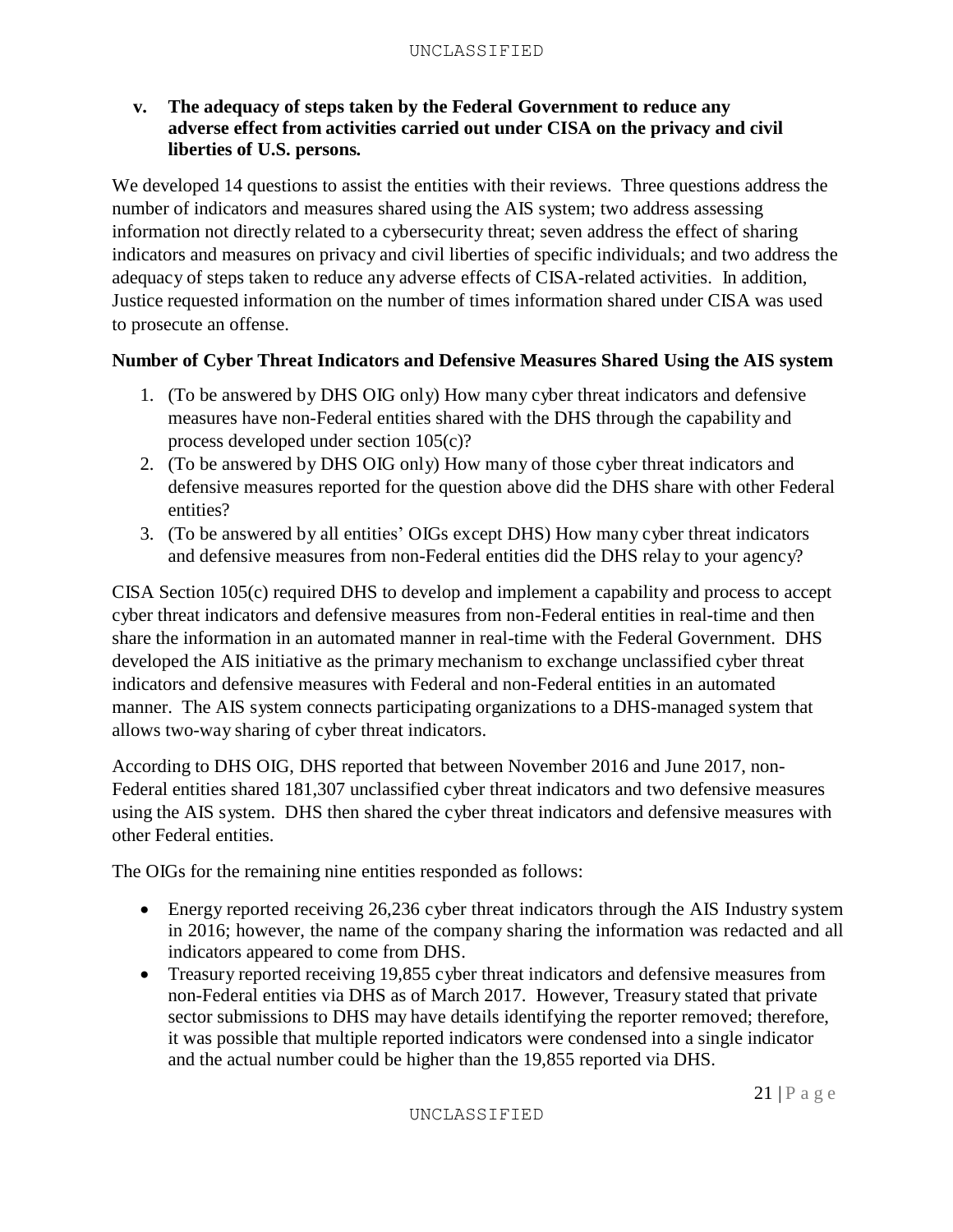**v. The adequacy of steps taken by the Federal Government to reduce any adverse effect from activities carried out under CISA on the privacy and civil liberties of U.S. persons.**

We developed 14 questions to assist the entities with their reviews. Three questions address the number of indicators and measures shared using the AIS system; two address assessing information not directly related to a cybersecurity threat; seven address the effect of sharing indicators and measures on privacy and civil liberties of specific individuals; and two address the adequacy of steps taken to reduce any adverse effects of CISA-related activities. In addition, Justice requested information on the number of times information shared under CISA was used to prosecute an offense.

**Number of Cyber Threat Indicators and Defensive Measures Shared Using the AIS system**

1. (To be answered by DHS OIG only) How many cyber threat indicators and defensive measures have non-Federal entities shared with the DHS through the capability and process developed under section 105(c)?
2. (To be answered by DHS OIG only) How many of those cyber threat indicators and defensive measures reported for the question above did the DHS share with other Federal entities?
3. (To be answered by all entities' OIGs except DHS) How many cyber threat indicators and defensive measures from non-Federal entities did the DHS relay to your agency?

CISA Section 105(c) required DHS to develop and implement a capability and process to accept cyber threat indicators and defensive measures from non-Federal entities in real-time and then share the information in an automated manner in real-time with the Federal Government. DHS developed the AIS initiative as the primary mechanism to exchange unclassified cyber threat indicators and defensive measures with Federal and non-Federal entities in an automated manner. The AIS system connects participating organizations to a DHS-managed system that allows two-way sharing of cyber threat indicators.

According to DHS OIG, DHS reported that between November 2016 and June 2017, non-Federal entities shared 181,307 unclassified cyber threat indicators and two defensive measures using the AIS system. DHS then shared the cyber threat indicators and defensive measures with other Federal entities.

The OIGs for the remaining nine entities responded as follows:

- Energy reported receiving 26,236 cyber threat indicators through the AIS Industry system in 2016; however, the name of the company sharing the information was redacted and all indicators appeared to come from DHS.
- Treasury reported receiving 19,855 cyber threat indicators and defensive measures from non-Federal entities via DHS as of March 2017. However, Treasury stated that private sector submissions to DHS may have details identifying the reporter removed; therefore, it was possible that multiple reported indicators were condensed into a single indicator and the actual number could be higher than the 19,855 reported via DHS.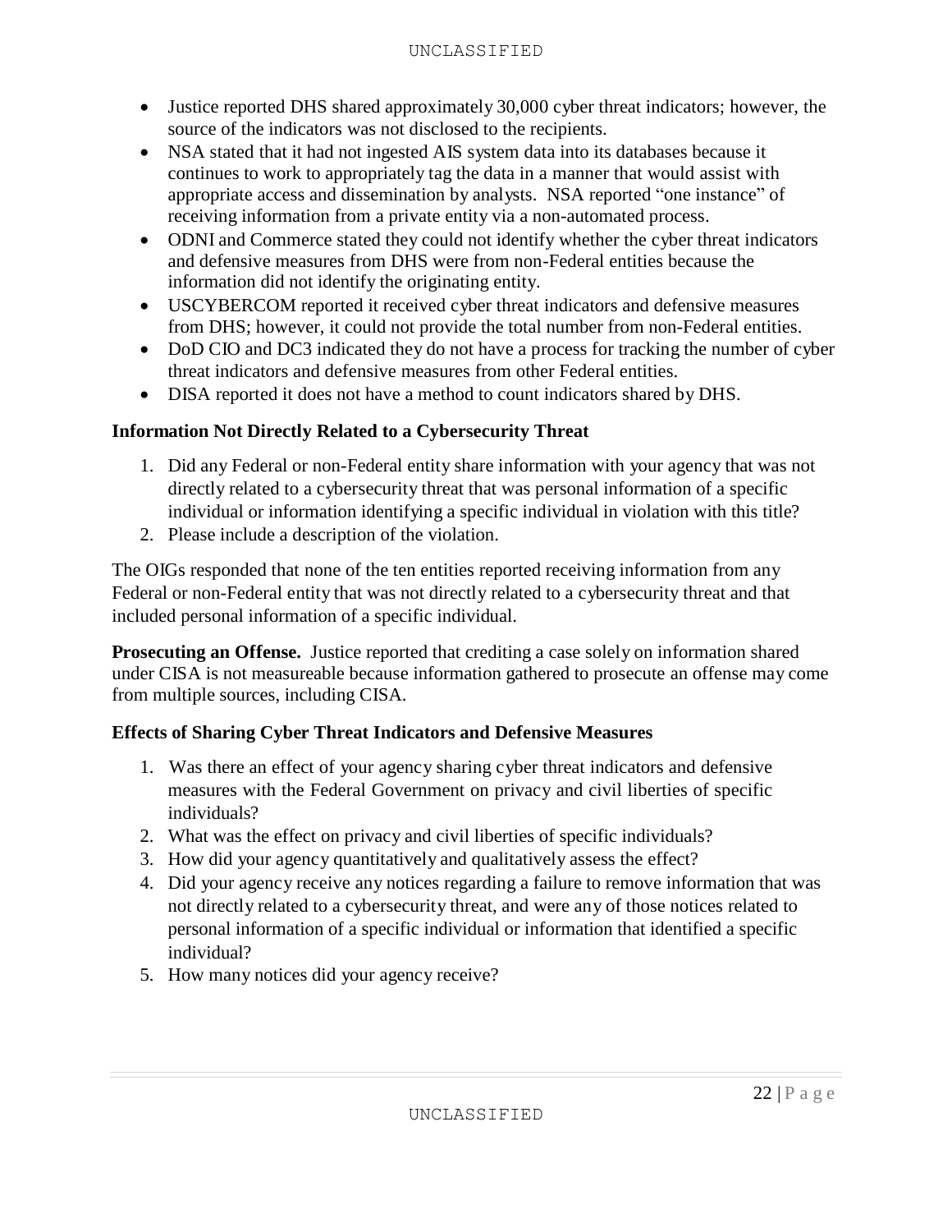- Justice reported DHS shared approximately 30,000 cyber threat indicators; however, the source of the indicators was not disclosed to the recipients.
- NSA stated that it had not ingested AIS system data into its databases because it continues to work to appropriately tag the data in a manner that would assist with appropriate access and dissemination by analysts. NSA reported "one instance" of receiving information from a private entity via a non-automated process.
- ODNI and Commerce stated they could not identify whether the cyber threat indicators and defensive measures from DHS were from non-Federal entities because the information did not identify the originating entity.
- USCYBERCOM reported it received cyber threat indicators and defensive measures from DHS; however, it could not provide the total number from non-Federal entities.
- DoD CIO and DC3 indicated they do not have a process for tracking the number of cyber threat indicators and defensive measures from other Federal entities.
- DISA reported it does not have a method to count indicators shared by DHS.

### Information Not Directly Related to a Cybersecurity Threat

1. Did any Federal or non-Federal entity share information with your agency that was not directly related to a cybersecurity threat that was personal information of a specific individual or information identifying a specific individual in violation with this title?
2. Please include a description of the violation.

The OIGs responded that none of the ten entities reported receiving information from any Federal or non-Federal entity that was not directly related to a cybersecurity threat and that included personal information of a specific individual.

**Prosecuting an Offense.** Justice reported that crediting a case solely on information shared under CISA is not measureable because information gathered to prosecute an offense may come from multiple sources, including CISA.

### Effects of Sharing Cyber Threat Indicators and Defensive Measures

1. Was there an effect of your agency sharing cyber threat indicators and defensive measures with the Federal Government on privacy and civil liberties of specific individuals?
2. What was the effect on privacy and civil liberties of specific individuals?
3. How did your agency quantitatively and qualitatively assess the effect?
4. Did your agency receive any notices regarding a failure to remove information that was not directly related to a cybersecurity threat, and were any of those notices related to personal information of a specific individual or information that identified a specific individual?
5. How many notices did your agency receive?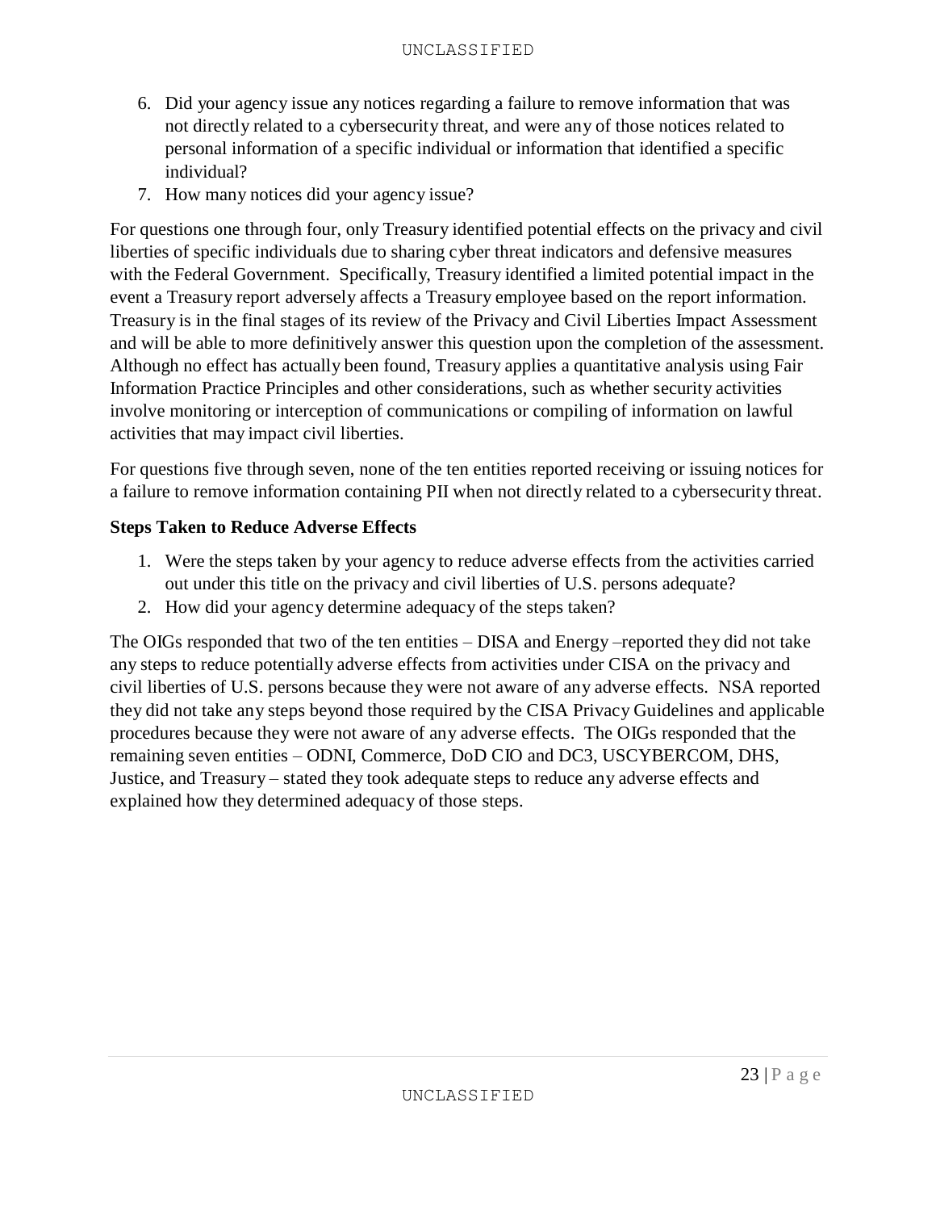6. Did your agency issue any notices regarding a failure to remove information that was not directly related to a cybersecurity threat, and were any of those notices related to personal information of a specific individual or information that identified a specific individual?
7. How many notices did your agency issue?

For questions one through four, only Treasury identified potential effects on the privacy and civil liberties of specific individuals due to sharing cyber threat indicators and defensive measures with the Federal Government. Specifically, Treasury identified a limited potential impact in the event a Treasury report adversely affects a Treasury employee based on the report information. Treasury is in the final stages of its review of the Privacy and Civil Liberties Impact Assessment and will be able to more definitively answer this question upon the completion of the assessment. Although no effect has actually been found, Treasury applies a quantitative analysis using Fair Information Practice Principles and other considerations, such as whether security activities involve monitoring or interception of communications or compiling of information on lawful activities that may impact civil liberties.

For questions five through seven, none of the ten entities reported receiving or issuing notices for a failure to remove information containing PII when not directly related to a cybersecurity threat.

**Steps Taken to Reduce Adverse Effects**

1. Were the steps taken by your agency to reduce adverse effects from the activities carried out under this title on the privacy and civil liberties of U.S. persons adequate?
2. How did your agency determine adequacy of the steps taken?

The OIGs responded that two of the ten entities – DISA and Energy –reported they did not take any steps to reduce potentially adverse effects from activities under CISA on the privacy and civil liberties of U.S. persons because they were not aware of any adverse effects. NSA reported they did not take any steps beyond those required by the CISA Privacy Guidelines and applicable procedures because they were not aware of any adverse effects. The OIGs responded that the remaining seven entities – ODNI, Commerce, DoD CIO and DC3, USCYBERCOM, DHS, Justice, and Treasury – stated they took adequate steps to reduce any adverse effects and explained how they determined adequacy of those steps.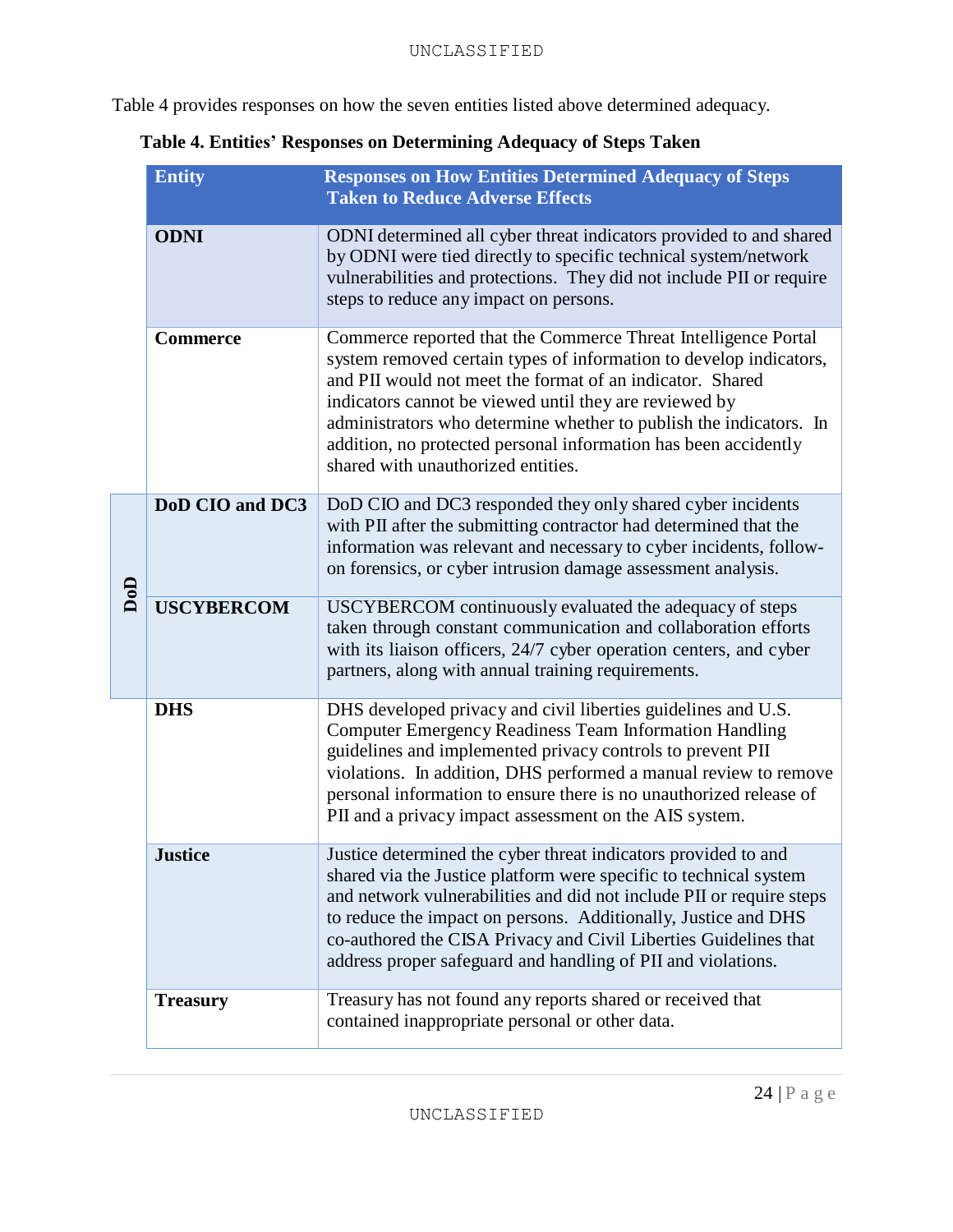Table 4 provides responses on how the seven entities listed above determined adequacy.

**Table 4. Entities' Responses on Determining Adequacy of Steps Taken**

| | Entity | Responses on How Entities Determined Adequacy of Steps Taken to Reduce Adverse Effects |
|---|---|---|
| | **ODNI** | ODNI determined all cyber threat indicators provided to and shared by ODNI were tied directly to specific technical system/network vulnerabilities and protections. They did not include PII or require steps to reduce any impact on persons. |
| | **Commerce** | Commerce reported that the Commerce Threat Intelligence Portal system removed certain types of information to develop indicators, and PII would not meet the format of an indicator. Shared indicators cannot be viewed until they are reviewed by administrators who determine whether to publish the indicators. In addition, no protected personal information has been accidently shared with unauthorized entities. |
| **DoD** | **DoD CIO and DC3** | DoD CIO and DC3 responded they only shared cyber incidents with PII after the submitting contractor had determined that the information was relevant and necessary to cyber incidents, follow-on forensics, or cyber intrusion damage assessment analysis. |
| **DoD** | **USCYBERCOM** | USCYBERCOM continuously evaluated the adequacy of steps taken through constant communication and collaboration efforts with its liaison officers, 24/7 cyber operation centers, and cyber partners, along with annual training requirements. |
| | **DHS** | DHS developed privacy and civil liberties guidelines and U.S. Computer Emergency Readiness Team Information Handling guidelines and implemented privacy controls to prevent PII violations. In addition, DHS performed a manual review to remove personal information to ensure there is no unauthorized release of PII and a privacy impact assessment on the AIS system. |
| | **Justice** | Justice determined the cyber threat indicators provided to and shared via the Justice platform were specific to technical system and network vulnerabilities and did not include PII or require steps to reduce the impact on persons. Additionally, Justice and DHS co-authored the CISA Privacy and Civil Liberties Guidelines that address proper safeguard and handling of PII and violations. |
| | **Treasury** | Treasury has not found any reports shared or received that contained inappropriate personal or other data. |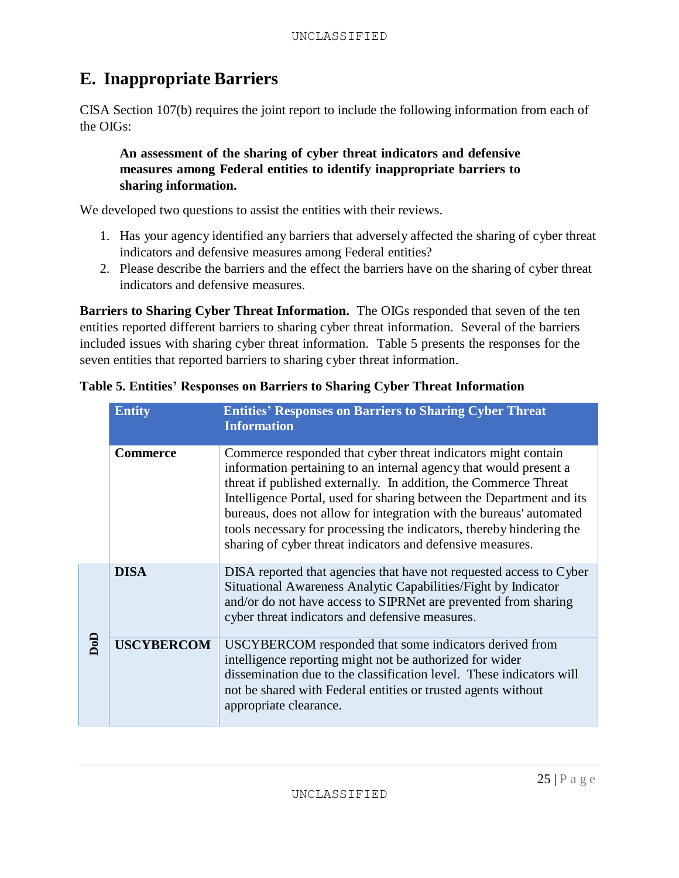## E. Inappropriate Barriers

CISA Section 107(b) requires the joint report to include the following information from each of the OIGs:

> **An assessment of the sharing of cyber threat indicators and defensive measures among Federal entities to identify inappropriate barriers to sharing information.**

We developed two questions to assist the entities with their reviews.

1. Has your agency identified any barriers that adversely affected the sharing of cyber threat indicators and defensive measures among Federal entities?
2. Please describe the barriers and the effect the barriers have on the sharing of cyber threat indicators and defensive measures.

**Barriers to Sharing Cyber Threat Information.** The OIGs responded that seven of the ten entities reported different barriers to sharing cyber threat information. Several of the barriers included issues with sharing cyber threat information. Table 5 presents the responses for the seven entities that reported barriers to sharing cyber threat information.

**Table 5. Entities' Responses on Barriers to Sharing Cyber Threat Information**

| | Entity | Entities' Responses on Barriers to Sharing Cyber Threat Information |
|---|---|---|
| | **Commerce** | Commerce responded that cyber threat indicators might contain information pertaining to an internal agency that would present a threat if published externally. In addition, the Commerce Threat Intelligence Portal, used for sharing between the Department and its bureaus, does not allow for integration with the bureaus' automated tools necessary for processing the indicators, thereby hindering the sharing of cyber threat indicators and defensive measures. |
| **DoD** | **DISA** | DISA reported that agencies that have not requested access to Cyber Situational Awareness Analytic Capabilities/Fight by Indicator and/or do not have access to SIPRNet are prevented from sharing cyber threat indicators and defensive measures. |
| **DoD** | **USCYBERCOM** | USCYBERCOM responded that some indicators derived from intelligence reporting might not be authorized for wider dissemination due to the classification level. These indicators will not be shared with Federal entities or trusted agents without appropriate clearance. |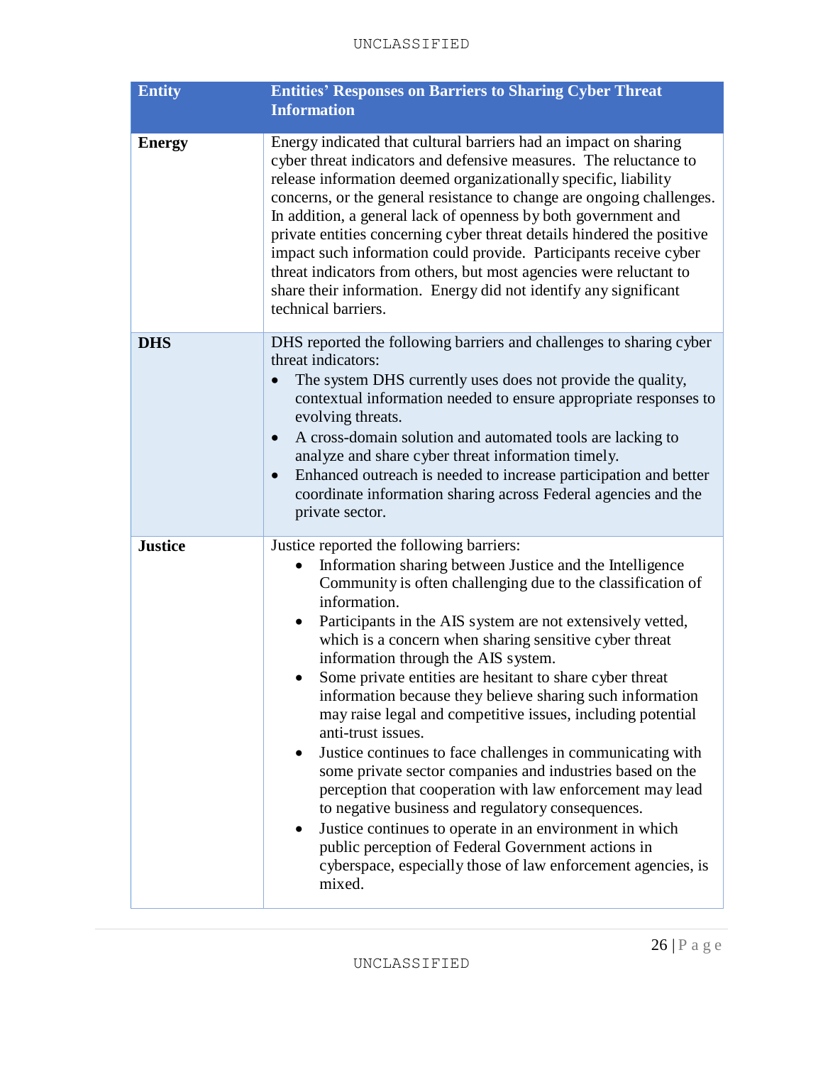| Entity | Entities' Responses on Barriers to Sharing Cyber Threat Information |
|---|---|
| **Energy** | Energy indicated that cultural barriers had an impact on sharing cyber threat indicators and defensive measures. The reluctance to release information deemed organizationally specific, liability concerns, or the general resistance to change are ongoing challenges. In addition, a general lack of openness by both government and private entities concerning cyber threat details hindered the positive impact such information could provide. Participants receive cyber threat indicators from others, but most agencies were reluctant to share their information. Energy did not identify any significant technical barriers. |
| **DHS** | DHS reported the following barriers and challenges to sharing cyber threat indicators: <br>• The system DHS currently uses does not provide the quality, contextual information needed to ensure appropriate responses to evolving threats. <br>• A cross-domain solution and automated tools are lacking to analyze and share cyber threat information timely. <br>• Enhanced outreach is needed to increase participation and better coordinate information sharing across Federal agencies and the private sector. |
| **Justice** | Justice reported the following barriers: <br>• Information sharing between Justice and the Intelligence Community is often challenging due to the classification of information. <br>• Participants in the AIS system are not extensively vetted, which is a concern when sharing sensitive cyber threat information through the AIS system. <br>• Some private entities are hesitant to share cyber threat information because they believe sharing such information may raise legal and competitive issues, including potential anti-trust issues. <br>• Justice continues to face challenges in communicating with some private sector companies and industries based on the perception that cooperation with law enforcement may lead to negative business and regulatory consequences. <br>• Justice continues to operate in an environment in which public perception of Federal Government actions in cyberspace, especially those of law enforcement agencies, is mixed. |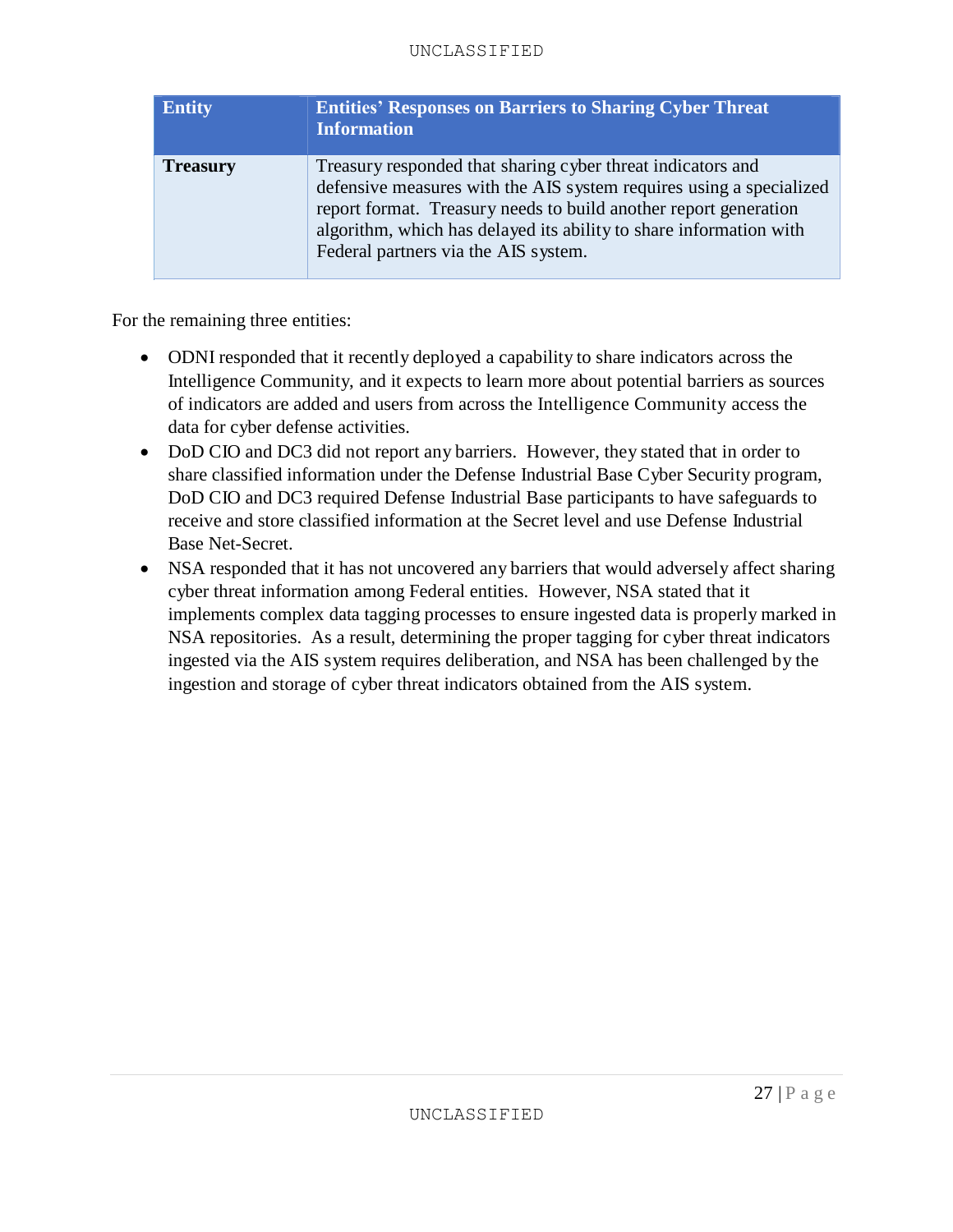| Entity | Entities' Responses on Barriers to Sharing Cyber Threat Information |
|---|---|
| **Treasury** | Treasury responded that sharing cyber threat indicators and defensive measures with the AIS system requires using a specialized report format. Treasury needs to build another report generation algorithm, which has delayed its ability to share information with Federal partners via the AIS system. |

For the remaining three entities:

- ODNI responded that it recently deployed a capability to share indicators across the Intelligence Community, and it expects to learn more about potential barriers as sources of indicators are added and users from across the Intelligence Community access the data for cyber defense activities.
- DoD CIO and DC3 did not report any barriers. However, they stated that in order to share classified information under the Defense Industrial Base Cyber Security program, DoD CIO and DC3 required Defense Industrial Base participants to have safeguards to receive and store classified information at the Secret level and use Defense Industrial Base Net-Secret.
- NSA responded that it has not uncovered any barriers that would adversely affect sharing cyber threat information among Federal entities. However, NSA stated that it implements complex data tagging processes to ensure ingested data is properly marked in NSA repositories. As a result, determining the proper tagging for cyber threat indicators ingested via the AIS system requires deliberation, and NSA has been challenged by the ingestion and storage of cyber threat indicators obtained from the AIS system.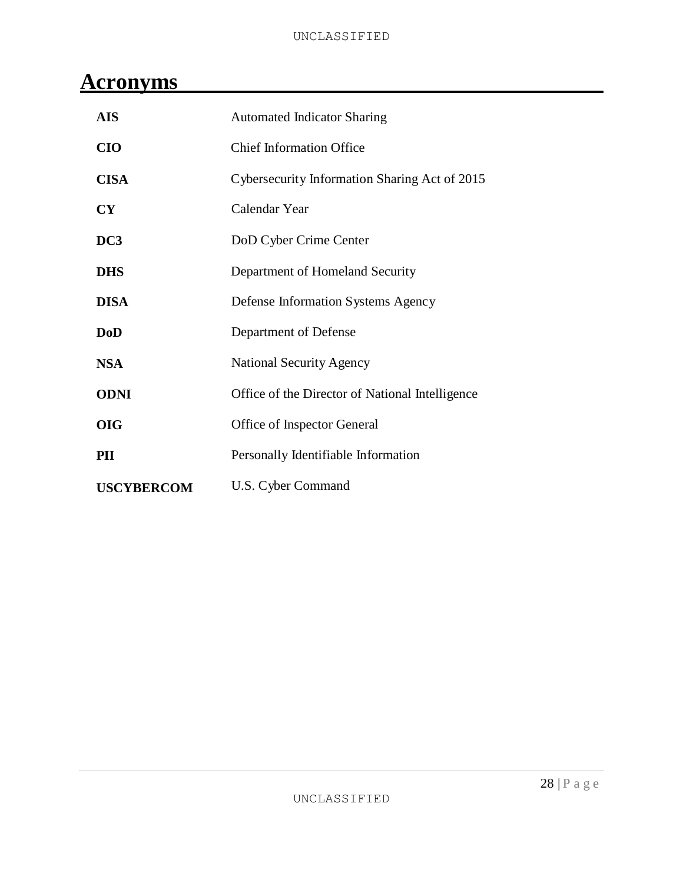# Acronyms

| | |
|---|---|
| **AIS** | Automated Indicator Sharing |
| **CIO** | Chief Information Office |
| **CISA** | Cybersecurity Information Sharing Act of 2015 |
| **CY** | Calendar Year |
| **DC3** | DoD Cyber Crime Center |
| **DHS** | Department of Homeland Security |
| **DISA** | Defense Information Systems Agency |
| **DoD** | Department of Defense |
| **NSA** | National Security Agency |
| **ODNI** | Office of the Director of National Intelligence |
| **OIG** | Office of Inspector General |
| **PII** | Personally Identifiable Information |
| **USCYBERCOM** | U.S. Cyber Command |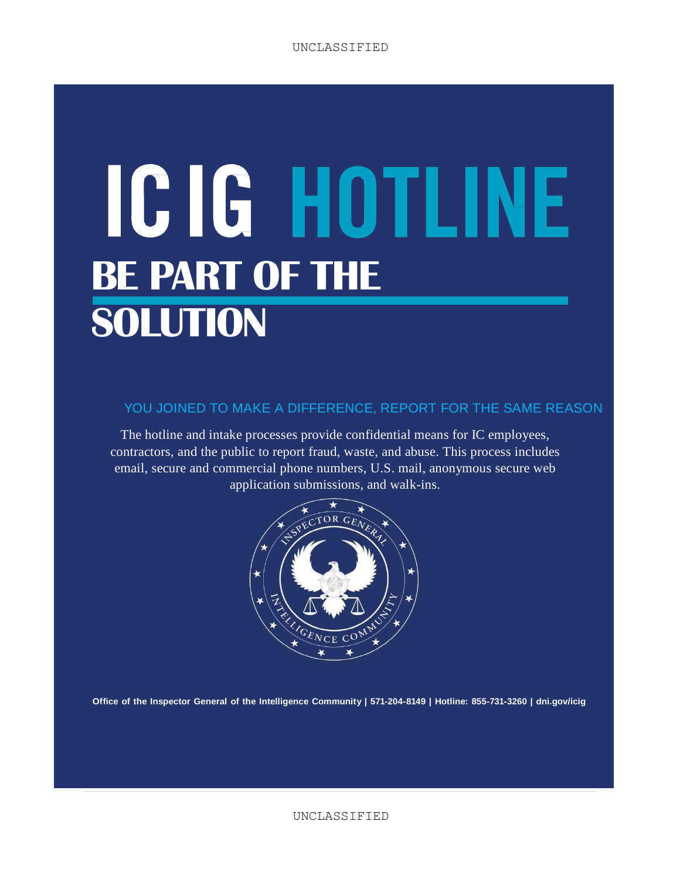# IC IG HOTLINE

## BE PART OF THE SOLUTION

YOU JOINED TO MAKE A DIFFERENCE, REPORT FOR THE SAME REASON

The hotline and intake processes provide confidential means for IC employees, contractors, and the public to report fraud, waste, and abuse. This process includes email, secure and commercial phone numbers, U.S. mail, anonymous secure web application submissions, and walk-ins.

**Office of the Inspector General of the Intelligence Community | 571-204-8149 | Hotline: 855-731-3260 | dni.gov/icig**